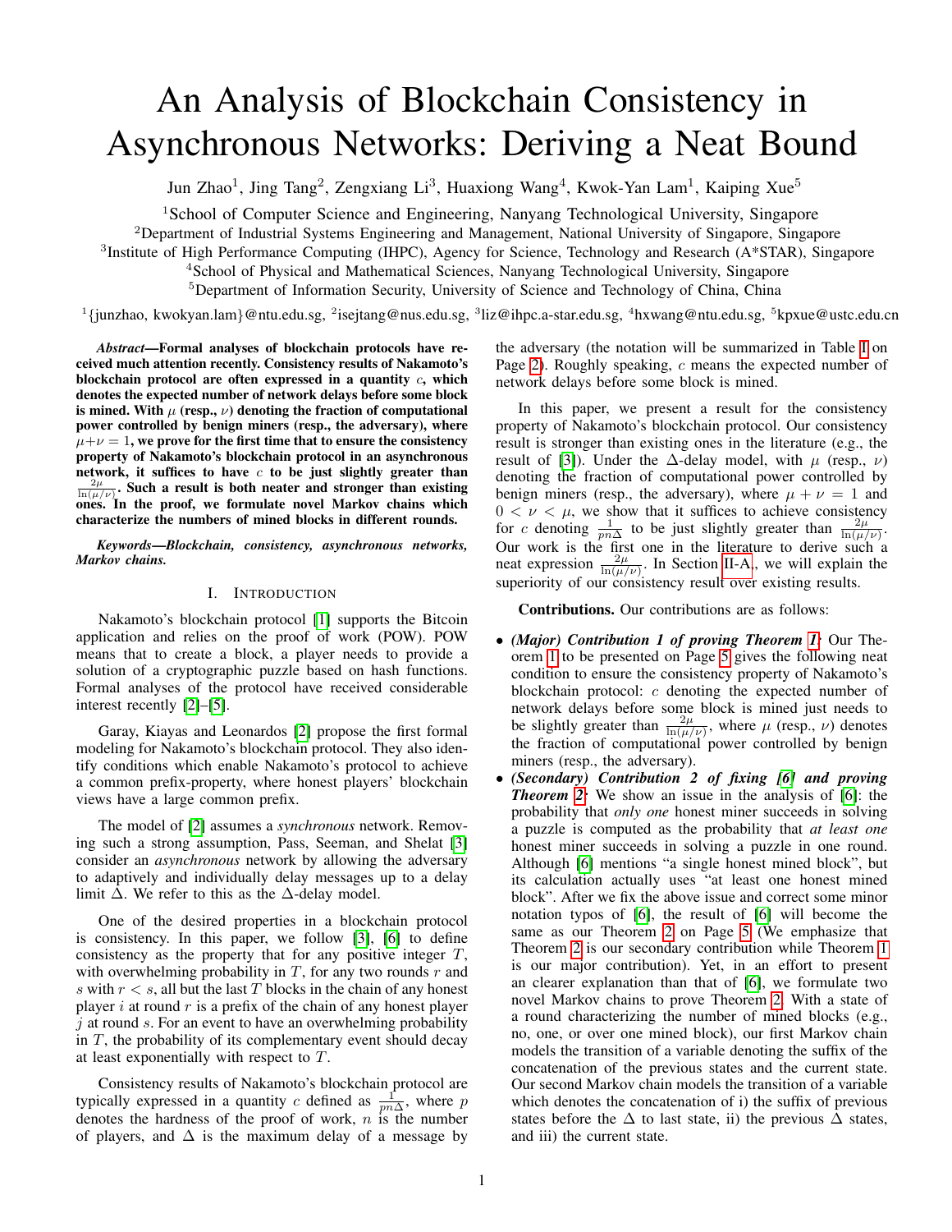# An Analysis of Blockchain Consistency in Asynchronous Networks: Deriving a Neat Bound

Jun Zhao[1], Jing Tang[2], Zengxiang Li[3], Huaxiong Wang[4], Kwok-Yan Lam[1], Kaiping Xue[5]

[1]School of Computer Science and Engineering, Nanyang Technological University, Singapore
[2]Department of Industrial Systems Engineering and Management, National University of Singapore, Singapore
[3]Institute of High Performance Computing (IHPC), Agency for Science, Technology and Research (A*STAR), Singapore
[4]School of Physical and Mathematical Sciences, Nanyang Technological University, Singapore
[5]Department of Information Security, University of Science and Technology of China, China

[1]{junzhao, kwokyan.lam}@ntu.edu.sg, [2]isejtang@nus.edu.sg, [3]liz@ihpc.a-star.edu.sg, [4]hxwang@ntu.edu.sg, [5]kpxue@ustc.edu.cn

***Abstract*—Formal analyses of blockchain protocols have received much attention recently. Consistency results of Nakamoto's blockchain protocol are often expressed in a quantity $c$, which denotes the expected number of network delays before some block is mined. With $\mu$ (resp., $\nu$) denoting the fraction of computational power controlled by benign miners (resp., the adversary), where $\mu+\nu=1$, we prove for the first time that to ensure the consistency property of Nakamoto's blockchain protocol in an asynchronous network, it suffices to have $c$ to be just slightly greater than $\frac{2\mu}{\ln(\mu/\nu)}$. Such a result is both neater and stronger than existing ones. In the proof, we formulate novel Markov chains which characterize the numbers of mined blocks in different rounds.**

***Keywords*—Blockchain, consistency, asynchronous networks, Markov chains.**

## I. Introduction

Nakamoto's blockchain protocol [1] supports the Bitcoin application and relies on the proof of work (POW). POW means that to create a block, a player needs to provide a solution of a cryptographic puzzle based on hash functions. Formal analyses of the protocol have received considerable interest recently [2]–[5].

Garay, Kiayas and Leonardos [2] propose the first formal modeling for Nakamoto's blockchain protocol. They also identify conditions which enable Nakamoto's protocol to achieve a common prefix-property, where honest players' blockchain views have a large common prefix.

The model of [2] assumes a *synchronous* network. Removing such a strong assumption, Pass, Seeman, and Shelat [3] consider an *asynchronous* network by allowing the adversary to adaptively and individually delay messages up to a delay limit $\Delta$. We refer to this as the $\Delta$-delay model.

One of the desired properties in a blockchain protocol is consistency. In this paper, we follow [3], [6] to define consistency as the property that for any positive integer $T$, with overwhelming probability in $T$, for any two rounds $r$ and $s$ with $r < s$, all but the last $T$ blocks in the chain of any honest player $i$ at round $r$ is a prefix of the chain of any honest player $j$ at round $s$. For an event to have an overwhelming probability in $T$, the probability of its complementary event should decay at least exponentially with respect to $T$.

Consistency results of Nakamoto's blockchain protocol are typically expressed in a quantity $c$ defined as $\frac{1}{pn\Delta}$, where $p$ denotes the hardness of the proof of work, $n$ is the number of players, and $\Delta$ is the maximum delay of a message by the adversary (the notation will be summarized in Table I on Page 2). Roughly speaking, $c$ means the expected number of network delays before some block is mined.

In this paper, we present a result for the consistency property of Nakamoto's blockchain protocol. Our consistency result is stronger than existing ones in the literature (e.g., the result of [3]). Under the $\Delta$-delay model, with $\mu$ (resp., $\nu$) denoting the fraction of computational power controlled by benign miners (resp., the adversary), where $\mu + \nu = 1$ and $0 < \nu < \mu$, we show that it suffices to achieve consistency for $c$ denoting $\frac{1}{pn\Delta}$ to be just slightly greater than $\frac{2\mu}{\ln(\mu/\nu)}$. Our work is the first one in the literature to derive such a neat expression $\frac{2\mu}{\ln(\mu/\nu)}$. In Section II-A, we will explain the superiority of our consistency result over existing results.

**Contributions.** Our contributions are as follows:

- ***(Major) Contribution 1 of proving Theorem 1:*** Our Theorem 1 to be presented on Page 5 gives the following neat condition to ensure the consistency property of Nakamoto's blockchain protocol: $c$ denoting the expected number of network delays before some block is mined just needs to be slightly greater than $\frac{2\mu}{\ln(\mu/\nu)}$, where $\mu$ (resp., $\nu$) denotes the fraction of computational power controlled by benign miners (resp., the adversary).
- ***(Secondary) Contribution 2 of fixing [6] and proving Theorem 2:*** We show an issue in the analysis of [6]: the probability that *only one* honest miner succeeds in solving a puzzle is computed as the probability that *at least one* honest miner succeeds in solving a puzzle in one round. Although [6] mentions "a single honest mined block", but its calculation actually uses "at least one honest mined block". After we fix the above issue and correct some minor notation typos of [6], the result of [6] will become the same as our Theorem 2 on Page 5 (We emphasize that Theorem 2 is our secondary contribution while Theorem 1 is our major contribution). Yet, in an effort to present an clearer explanation than that of [6], we formulate two novel Markov chains to prove Theorem 2. With a state of a round characterizing the number of mined blocks (e.g., no, one, or over one mined block), our first Markov chain models the transition of a variable denoting the suffix of the concatenation of the previous states and the current state. Our second Markov chain models the transition of a variable which denotes the concatenation of i) the suffix of previous states before the $\Delta$ to last state, ii) the previous $\Delta$ states, and iii) the current state.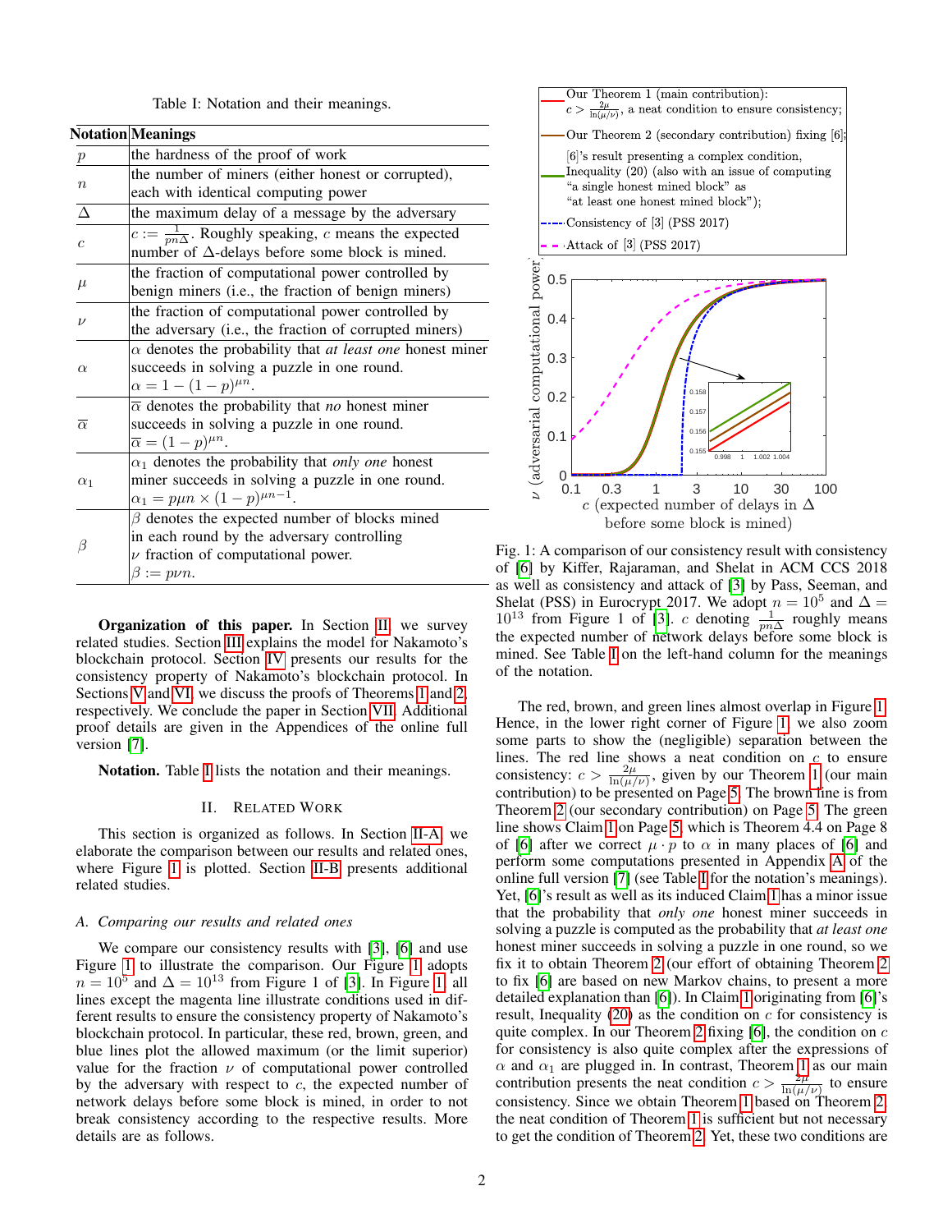Table I: Notation and their meanings.

| Notation | Meanings |
|---|---|
| $p$ | the hardness of the proof of work |
| $n$ | the number of miners (either honest or corrupted), each with identical computing power |
| $\Delta$ | the maximum delay of a message by the adversary |
| $c$ | $c := \frac{1}{pn\Delta}$. Roughly speaking, $c$ means the expected number of $\Delta$-delays before some block is mined. |
| $\mu$ | the fraction of computational power controlled by benign miners (i.e., the fraction of benign miners) |
| $\nu$ | the fraction of computational power controlled by the adversary (i.e., the fraction of corrupted miners) |
| $\alpha$ | $\alpha$ denotes the probability that *at least one* honest miner succeeds in solving a puzzle in one round. $\alpha = 1-(1-p)^{\mu n}$. |
| $\overline{\alpha}$ | $\overline{\alpha}$ denotes the probability that *no* honest miner succeeds in solving a puzzle in one round. $\overline{\alpha} = (1-p)^{\mu n}$. |
| $\alpha_1$ | $\alpha_1$ denotes the probability that *only one* honest miner succeeds in solving a puzzle in one round. $\alpha_1 = p\mu n \times (1-p)^{\mu n-1}$. |
| $\beta$ | $\beta$ denotes the expected number of blocks mined in each round by the adversary controlling $\nu$ fraction of computational power. $\beta := p\nu n$. |

**Organization of this paper.** In Section II, we survey related studies. Section III explains the model for Nakamoto's blockchain protocol. Section IV presents our results for the consistency property of Nakamoto's blockchain protocol. In Sections V and VI, we discuss the proofs of Theorems 1 and 2, respectively. We conclude the paper in Section VII. Additional proof details are given in the Appendices of the online full version [7].

**Notation.** Table I lists the notation and their meanings.

## II. Related Work

This section is organized as follows. In Section II-A, we elaborate the comparison between our results and related ones, where Figure 1 is plotted. Section II-B presents additional related studies.

### A. Comparing our results and related ones

We compare our consistency results with [3], [6] and use Figure 1 to illustrate the comparison. Our Figure 1 adopts $n = 10^5$ and $\Delta = 10^{13}$ from Figure 1 of [3]. In Figure 1, all lines except the magenta line illustrate conditions used in different results to ensure the consistency property of Nakamoto's blockchain protocol. In particular, these red, brown, green, and blue lines plot the allowed maximum (or the limit superior) value for the fraction $\nu$ of computational power controlled by the adversary with respect to $c$, the expected number of network delays before some block is mined, in order to not break consistency according to the respective results. More details are as follows.

Fig. 1: A comparison of our consistency result with consistency of [6] by Kiffer, Rajaraman, and Shelat in ACM CCS 2018 as well as consistency and attack of [3] by Pass, Seeman, and Shelat (PSS) in Eurocrypt 2017. We adopt $n = 10^5$ and $\Delta = 10^{13}$ from Figure 1 of [3]. $c$ denoting $\frac{1}{pn\Delta}$ roughly means the expected number of network delays before some block is mined. See Table I on the left-hand column for the meanings of the notation.

The red, brown, and green lines almost overlap in Figure 1. Hence, in the lower right corner of Figure 1, we also zoom some parts to show the (negligible) separation between the lines. The red line shows a neat condition on $c$ to ensure consistency: $c > \frac{2\mu}{\ln(\mu/\nu)}$, given by our Theorem 1 (our main contribution) to be presented on Page 5. The brown line is from Theorem 2 (our secondary contribution) on Page 5. The green line shows Claim 1 on Page 5, which is Theorem 4.4 on Page 8 of [6] after we correct $\mu \cdot p$ to $\alpha$ in many places of [6] and perform some computations presented in Appendix A of the online full version [7] (see Table I for the notation's meanings). Yet, [6]'s result as well as its induced Claim 1 has a minor issue that the probability that *only one* honest miner succeeds in solving a puzzle is computed as the probability that *at least one* honest miner succeeds in solving a puzzle in one round, so we fix it to obtain Theorem 2 (our effort of obtaining Theorem 2 to fix [6] are based on new Markov chains, to present a more detailed explanation than [6]). In Claim 1 originating from [6]'s result, Inequality (20) as the condition on $c$ for consistency is quite complex. In our Theorem 2 fixing [6], the condition on $c$ for consistency is also quite complex after the expressions of $\alpha$ and $\alpha_1$ are plugged in. In contrast, Theorem 1 as our main contribution presents the neat condition $c > \frac{2\mu}{\ln(\mu/\nu)}$ to ensure consistency. Since we obtain Theorem 1 based on Theorem 2, the neat condition of Theorem 1 is sufficient but not necessary to get the condition of Theorem 2. Yet, these two conditions are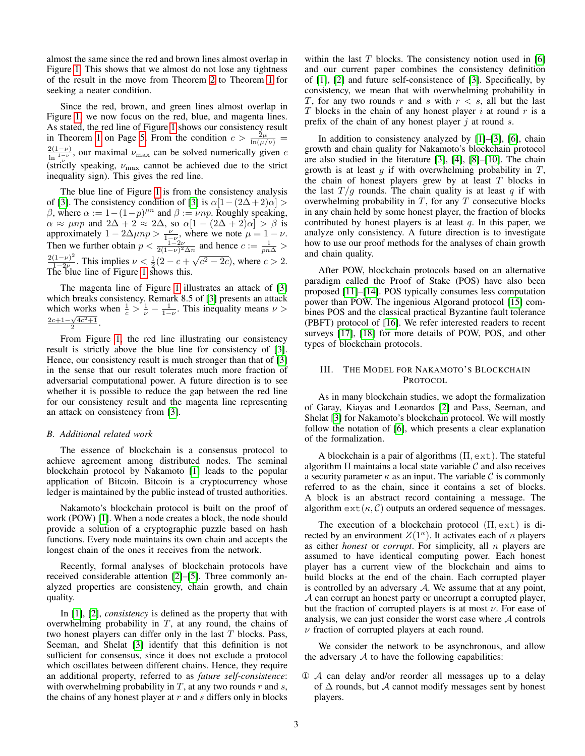almost the same since the red and brown lines almost overlap in Figure 1. This shows that we almost do not lose any tightness of the result in the move from Theorem 2 to Theorem 1 for seeking a neater condition.

Since the red, brown, and green lines almost overlap in Figure 1, we now focus on the red, blue, and magenta lines. As stated, the red line of Figure 1 shows our consistency result in Theorem 1 on Page 5. From the condition $c > \frac{2\mu}{\ln(\mu/\nu)} = \frac{2(1-\nu)}{\ln \frac{1-\nu}{\nu}}$, our maximal $\nu_{\max}$ can be solved numerically given $c$ (strictly speaking, $\nu_{\max}$ cannot be achieved due to the strict inequality sign). This gives the red line.

The blue line of Figure 1 is from the consistency analysis of [3]. The consistency condition of [3] is $\alpha[1-(2\Delta+2)\alpha] > \beta$, where $\alpha := 1-(1-p)^{\mu n}$ and $\beta := \nu np$. Roughly speaking, $\alpha \approx \mu np$ and $2\Delta + 2 \approx 2\Delta$, so $\alpha[1-(2\Delta+2)\alpha] > \beta$ is approximately $1 - 2\Delta\mu np > \frac{\nu}{1-\nu}$, where we note $\mu = 1-\nu$. Then we further obtain $p < \frac{1-2\nu}{2(1-\nu)^2\Delta n}$ and hence $c := \frac{1}{pn\Delta} > \frac{2(1-\nu)^2}{1-2\nu}$. This implies $\nu < \frac{1}{2}(2 - c + \sqrt{c^2 - 2c})$, where $c > 2$. The blue line of Figure 1 shows this.

The magenta line of Figure 1 illustrates an attack of [3] which breaks consistency. Remark 8.5 of [3] presents an attack which works when $\frac{1}{c} > \frac{1}{\nu} - \frac{1}{1-\nu}$. This inequality means $\nu > \frac{2c+1-\sqrt{4c^2+1}}{2}$.

From Figure 1, the red line illustrating our consistency result is strictly above the blue line for consistency of [3]. Hence, our consistency result is much stronger than that of [3] in the sense that our result tolerates much more fraction of adversarial computational power. A future direction is to see whether it is possible to reduce the gap between the red line for our consistency result and the magenta line representing an attack on consistency from [3].

### B. Additional related work

The essence of blockchain is a consensus protocol to achieve agreement among distributed nodes. The seminal blockchain protocol by Nakamoto [1] leads to the popular application of Bitcoin. Bitcoin is a cryptocurrency whose ledger is maintained by the public instead of trusted authorities.

Nakamoto's blockchain protocol is built on the proof of work (POW) [1]. When a node creates a block, the node should provide a solution of a cryptographic puzzle based on hash functions. Every node maintains its own chain and accepts the longest chain of the ones it receives from the network.

Recently, formal analyses of blockchain protocols have received considerable attention [2]–[5]. Three commonly analyzed properties are consistency, chain growth, and chain quality.

In [1], [2], *consistency* is defined as the property that with overwhelming probability in $T$, at any round, the chains of two honest players can differ only in the last $T$ blocks. Pass, Seeman, and Shelat [3] identify that this definition is not sufficient for consensus, since it does not exclude a protocol which oscillates between different chains. Hence, they require an additional property, referred to as *future self-consistence*: with overwhelming probability in $T$, at any two rounds $r$ and $s$, the chains of any honest player at $r$ and $s$ differs only in blocks within the last $T$ blocks. The consistency notion used in [6] and our current paper combines the consistency definition of [1], [2] and future self-consistence of [3]. Specifically, by consistency, we mean that with overwhelming probability in $T$, for any two rounds $r$ and $s$ with $r < s$, all but the last $T$ blocks in the chain of any honest player $i$ at round $r$ is a prefix of the chain of any honest player $j$ at round $s$.

In addition to consistency analyzed by [1]–[3], [6], chain growth and chain quality for Nakamoto's blockchain protocol are also studied in the literature [3], [4], [8]–[10]. The chain growth is at least $g$ if with overwhelming probability in $T$, the chain of honest players grew by at least $T$ blocks in the last $T/g$ rounds. The chain quality is at least $q$ if with overwhelming probability in $T$, for any $T$ consecutive blocks in any chain held by some honest player, the fraction of blocks contributed by honest players is at least $q$. In this paper, we analyze only consistency. A future direction is to investigate how to use our proof methods for the analyses of chain growth and chain quality.

After POW, blockchain protocols based on an alternative paradigm called the Proof of Stake (POS) have also been proposed [11]–[14]. POS typically consumes less computation power than POW. The ingenious Algorand protocol [15] combines POS and the classical practical Byzantine fault tolerance (PBFT) protocol of [16]. We refer interested readers to recent surveys [17], [18] for more details of POW, POS, and other types of blockchain protocols.

## III. The Model for Nakamoto's Blockchain Protocol

As in many blockchain studies, we adopt the formalization of Garay, Kiayas and Leonardos [2] and Pass, Seeman, and Shelat [3] for Nakamoto's blockchain protocol. We will mostly follow the notation of [6], which presents a clear explanation of the formalization.

A blockchain is a pair of algorithms $(\Pi, \mathtt{ext})$. The stateful algorithm $\Pi$ maintains a local state variable $\mathcal{C}$ and also receives a security parameter $\kappa$ as an input. The variable $\mathcal{C}$ is commonly referred to as the chain, since it contains a set of blocks. A block is an abstract record containing a message. The algorithm $\mathtt{ext}(\kappa, \mathcal{C})$ outputs an ordered sequence of messages.

The execution of a blockchain protocol $(\Pi, \mathtt{ext})$ is directed by an environment $Z(1^\kappa)$. It activates each of $n$ players as either *honest* or *corrupt*. For simplicity, all $n$ players are assumed to have identical computing power. Each honest player has a current view of the blockchain and aims to build blocks at the end of the chain. Each corrupted player is controlled by an adversary $\mathcal{A}$. We assume that at any point, $\mathcal{A}$ can corrupt an honest party or uncorrupt a corrupted player, but the fraction of corrupted players is at most $\nu$. For ease of analysis, we can just consider the worst case where $\mathcal{A}$ controls $\nu$ fraction of corrupted players at each round.

We consider the network to be asynchronous, and allow the adversary $\mathcal{A}$ to have the following capabilities:

① $\mathcal{A}$ can delay and/or reorder all messages up to a delay of $\Delta$ rounds, but $\mathcal{A}$ cannot modify messages sent by honest players.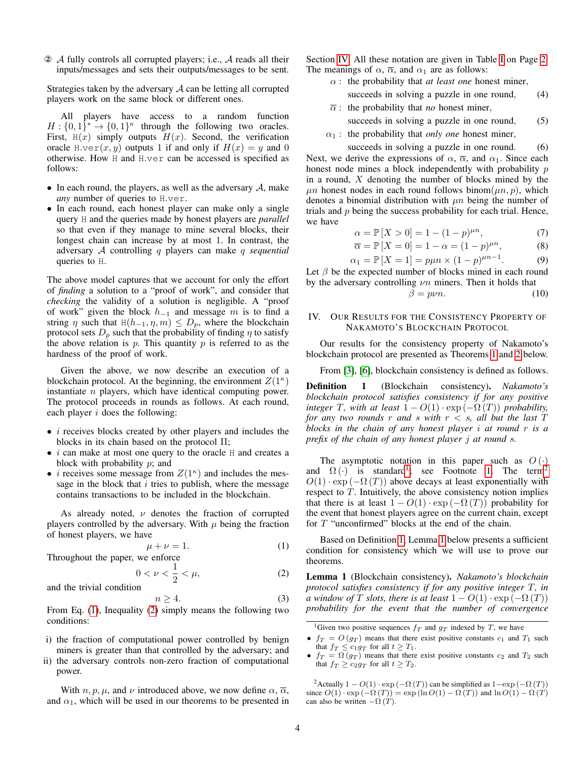② $\mathcal{A}$ fully controls all corrupted players; i.e., $\mathcal{A}$ reads all their inputs/messages and sets their outputs/messages to be sent.

Strategies taken by the adversary $\mathcal{A}$ can be letting all corrupted players work on the same block or different ones.

All players have access to a random function $H : \{0,1\}^* \to \{0,1\}^\kappa$ through the following two oracles. First, $\mathtt{H}(x)$ simply outputs $H(x)$. Second, the verification oracle $\mathtt{H.ver}(x, y)$ outputs 1 if and only if $H(x) = y$ and 0 otherwise. How $\mathtt{H}$ and $\mathtt{H.ver}$ can be accessed is specified as follows:

- In each round, the players, as well as the adversary $\mathcal{A}$, make *any* number of queries to $\mathtt{H.ver}$.
- In each round, each honest player can make only a single query $\mathtt{H}$ and the queries made by honest players are *parallel* so that even if they manage to mine several blocks, their longest chain can increase by at most 1. In contrast, the adversary $\mathcal{A}$ controlling $q$ players can make $q$ *sequential* queries to $\mathtt{H}$.

The above model captures that we account for only the effort of *finding* a solution to a "proof of work", and consider that *checking* the validity of a solution is negligible. A "proof of work" given the block $h_{-1}$ and message $m$ is to find a string $\eta$ such that $\mathtt{H}(h_{-1}, \eta, m) \le D_p$, where the blockchain protocol sets $D_p$ such that the probability of finding $\eta$ to satisfy the above relation is $p$. This quantity $p$ is referred to as the hardness of the proof of work.

Given the above, we now describe an execution of a blockchain protocol. At the beginning, the environment $Z(1^\kappa)$ instantiate $n$ players, which have identical computing power. The protocol proceeds in rounds as follows. At each round, each player $i$ does the following:

- $i$ receives blocks created by other players and includes the blocks in its chain based on the protocol $\Pi$;
- $i$ can make at most one query to the oracle $\mathtt{H}$ and creates a block with probability $p$; and
- $i$ receives some message from $Z(1^\kappa)$ and includes the message in the block that $i$ tries to publish, where the message contains transactions to be included in the blockchain.

As already noted, $\nu$ denotes the fraction of corrupted players controlled by the adversary. With $\mu$ being the fraction of honest players, we have

$$\mu + \nu = 1. \tag{1}$$

Throughout the paper, we enforce

$$0 < \nu < \frac{1}{2} < \mu, \tag{2}$$

and the trivial condition

$$n \ge 4. \tag{3}$$

From Eq. (1), Inequality (2) simply means the following two conditions:

i) the fraction of computational power controlled by benign miners is greater than that controlled by the adversary; and
ii) the adversary controls non-zero fraction of computational power.

With $n, p, \mu$, and $\nu$ introduced above, we now define $\alpha$, $\overline{\alpha}$, and $\alpha_1$, which will be used in our theorems to be presented in Section IV. All these notation are given in Table I on Page 2. The meanings of $\alpha$, $\overline{\alpha}$, and $\alpha_1$ are as follows:

$$\alpha: \text{ the probability that } \textit{at least one} \text{ honest miner, succeeds in solving a puzzle in one round,} \tag{4}$$

$$\overline{\alpha}: \text{ the probability that } \textit{no} \text{ honest miner, succeeds in solving a puzzle in one round,} \tag{5}$$

$$\alpha_1: \text{ the probability that } \textit{only one} \text{ honest miner, succeeds in solving a puzzle in one round.} \tag{6}$$

Next, we derive the expressions of $\alpha$, $\overline{\alpha}$, and $\alpha_1$. Since each honest node mines a block independently with probability $p$ in a round, $X$ denoting the number of blocks mined by the $\mu n$ honest nodes in each round follows $\mathrm{binom}(\mu n, p)$, which denotes a binomial distribution with $\mu n$ being the number of trials and $p$ being the success probability for each trial. Hence, we have

$$\alpha = \mathbb{P}[X > 0] = 1 - (1-p)^{\mu n}, \tag{7}$$

$$\overline{\alpha} = \mathbb{P}[X = 0] = 1 - \alpha = (1-p)^{\mu n}, \tag{8}$$

$$\alpha_1 = \mathbb{P}[X = 1] = p\mu n \times (1-p)^{\mu n - 1}. \tag{9}$$

Let $\beta$ be the expected number of blocks mined in each round by the adversary controlling $\nu n$ miners. Then it holds that

$$\beta = p\nu n. \tag{10}$$

## IV. Our Results for the Consistency Property of Nakamoto's Blockchain Protocol

Our results for the consistency property of Nakamoto's blockchain protocol are presented as Theorems 1 and 2 below.

From [3], [6], blockchain consistency is defined as follows.

**Definition 1** (Blockchain consistency). *Nakamoto's blockchain protocol satisfies consistency if for any positive integer $T$, with at least $1 - O(1) \cdot \exp(-\Omega(T))$ probability, for any two rounds $r$ and $s$ with $r < s$, all but the last $T$ blocks in the chain of any honest player $i$ at round $r$ is a prefix of the chain of any honest player $j$ at round $s$.*

The asymptotic notation in this paper such as $O(\cdot)$ and $\Omega(\cdot)$ is standard[1]; see Footnote 1. The term[2] $O(1) \cdot \exp(-\Omega(T))$ above decays at least exponentially with respect to $T$. Intuitively, the above consistency notion implies that there is at least $1 - O(1) \cdot \exp(-\Omega(T))$ probability for the event that honest players agree on the current chain, except for $T$ "unconfirmed" blocks at the end of the chain.

Based on Definition 1, Lemma 1 below presents a sufficient condition for consistency which we will use to prove our theorems.

**Lemma 1** (Blockchain consistency). *Nakamoto's blockchain protocol satisfies consistency if for any positive integer $T$, in a window of $T$ slots, there is at least $1 - O(1) \cdot \exp(-\Omega(T))$ probability for the event that the number of convergence*

[1] Given two positive sequences $f_T$ and $g_T$ indexed by $T$, we have

- $f_T = O(g_T)$ means that there exist positive constants $c_1$ and $T_1$ such that $f_T \le c_1 g_T$ for all $t \ge T_1$.
- $f_T = \Omega(g_T)$ means that there exist positive constants $c_2$ and $T_2$ such that $f_T \ge c_2 g_T$ for all $t \ge T_2$.

[2] Actually $1 - O(1) \cdot \exp(-\Omega(T))$ can be simplified as $1 - \exp(-\Omega(T))$ since $O(1) \cdot \exp(-\Omega(T)) = \exp(\ln O(1) - \Omega(T))$ and $\ln O(1) - \Omega(T)$ can also be written $-\Omega(T)$.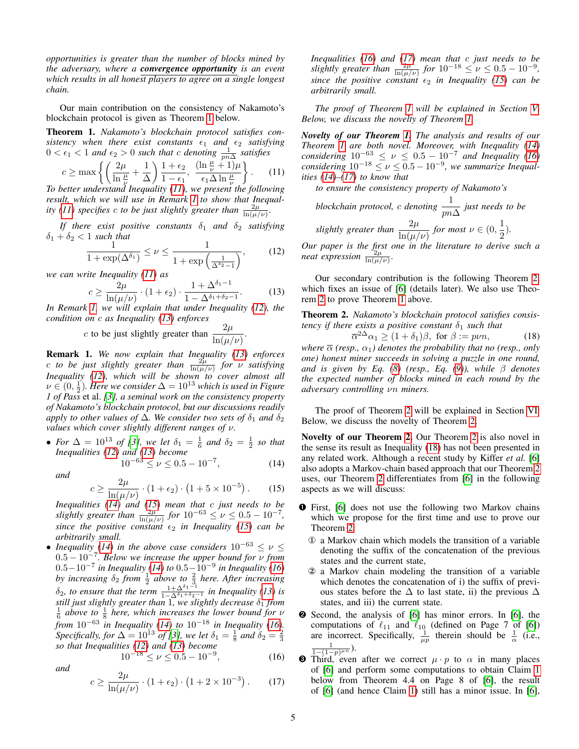*opportunities is greater than the number of blocks mined by the adversary, where a **convergence opportunity** is an event which results in all honest players to agree on a single longest chain.*

Our main contribution on the consistency of Nakamoto's blockchain protocol is given as Theorem 1 below.

**Theorem 1.** *Nakamoto's blockchain protocol satisfies consistency when there exist constants $\epsilon_1$ and $\epsilon_2$ satisfying $0 < \epsilon_1 < 1$ and $\epsilon_2 > 0$ such that $c$ denoting $\frac{1}{pn\Delta}$ satisfies*

$$c \geq \max\left\{\left(\frac{2\mu}{\ln\frac{\mu}{\nu}} + \frac{1}{\Delta}\right)\frac{1+\epsilon_2}{1-\epsilon_1}, \; \frac{(\ln\frac{\mu}{\nu}+1)\mu}{\epsilon_1\Delta\ln\frac{\mu}{\nu}}\right\}. \tag{11}$$

*To better understand Inequality (11), we present the following result, which we will use in Remark 1 to show that Inequality (11) specifies $c$ to be just slightly greater than $\frac{2\mu}{\ln(\mu/\nu)}$.*

*If there exist positive constants $\delta_1$ and $\delta_2$ satisfying $\delta_1 + \delta_2 < 1$ such that*

$$\frac{1}{1+\exp(\Delta^{\delta_1})} \leq \nu \leq \frac{1}{1+\exp\left(\frac{1}{\Delta^{\delta_2-1}}\right)}, \tag{12}$$

*we can write Inequality (11) as*

$$c \geq \frac{2\mu}{\ln(\mu/\nu)}\cdot(1+\epsilon_2)\cdot\frac{1+\Delta^{\delta_1-1}}{1-\Delta^{\delta_1+\delta_2-1}}. \tag{13}$$

*In Remark 1, we will explain that under Inequality (12), the condition on $c$ as Inequality (13) enforces*

$$c \text{ to be just slightly greater than } \frac{2\mu}{\ln(\mu/\nu)}.$$

**Remark 1.** *We now explain that Inequality (13) enforces $c$ to be just slightly greater than $\frac{2\mu}{\ln(\mu/\nu)}$ for $\nu$ satisfying Inequality (12), which will be shown to cover almost all $\nu \in (0, \frac{1}{2})$. Here we consider $\Delta = 10^{13}$ which is used in Figure 1 of Pass* et al. *[3], a seminal work on the consistency property of Nakamoto's blockchain protocol, but our discussions readily apply to other values of $\Delta$. We consider two sets of $\delta_1$ and $\delta_2$ values which cover slightly different ranges of $\nu$.*

- *For $\Delta = 10^{13}$ of [3], we let $\delta_1 = \frac{1}{6}$ and $\delta_2 = \frac{1}{2}$ so that Inequalities (12) and (13) become*

$$10^{-63} \leq \nu \leq 0.5 - 10^{-7}, \tag{14}$$

*and*

$$c \geq \frac{2\mu}{\ln(\mu/\nu)}\cdot(1+\epsilon_2)\cdot\left(1+5\times10^{-5}\right). \tag{15}$$

*Inequalities (14) and (15) mean that $c$ just needs to be slightly greater than $\frac{2\mu}{\ln(\mu/\nu)}$ for $10^{-63} \leq \nu \leq 0.5 - 10^{-7}$, since the positive constant $\epsilon_2$ in Inequality (15) can be arbitrarily small.*

- *Inequality (14) in the above case considers $10^{-63} \leq \nu \leq 0.5 - 10^{-7}$. Below we increase the upper bound for $\nu$ from $0.5 - 10^{-7}$ in Inequality (14) to $0.5 - 10^{-9}$ in Inequality (16) by increasing $\delta_2$ from $\frac{1}{2}$ above to $\frac{2}{3}$ here. After increasing $\delta_2$, to ensure that the term $\frac{1+\Delta^{\delta_1-1}}{1-\Delta^{\delta_1+\delta_2-1}}$ in Inequality (13) is still just slightly greater than 1, we slightly decrease $\delta_1$ from $\frac{1}{6}$ above to $\frac{1}{8}$ here, which increases the lower bound for $\nu$ from $10^{-63}$ in Inequality (14) to $10^{-18}$ in Inequality (16). Specifically, for $\Delta = 10^{13}$ of [3], we let $\delta_1 = \frac{1}{8}$ and $\delta_2 = \frac{2}{3}$ so that Inequalities (12) and (13) become*

$$10^{-18} \leq \nu \leq 0.5 - 10^{-9}, \tag{16}$$

*and*

$$c \geq \frac{2\mu}{\ln(\mu/\nu)}\cdot(1+\epsilon_2)\cdot\left(1+2\times10^{-3}\right). \tag{17}$$

*Inequalities (16) and (17) mean that $c$ just needs to be slightly greater than $\frac{2\mu}{\ln(\mu/\nu)}$ for $10^{-18} \leq \nu \leq 0.5 - 10^{-9}$, since the positive constant $\epsilon_2$ in Inequality (15) can be arbitrarily small.*

*The proof of Theorem 1 will be explained in Section V. Below, we discuss the novelty of Theorem 1.*

***Novelty of our Theorem 1.*** *The analysis and results of our Theorem 1 are both novel. Moreover, with Inequality (14) considering $10^{-63} \leq \nu \leq 0.5 - 10^{-7}$ and Inequality (16) considering $10^{-18} \leq \nu \leq 0.5 - 10^{-9}$, we summarize Inequalities (14)–(17) to know that*

*to ensure the consistency property of Nakamoto's blockchain protocol, $c$ denoting $\frac{1}{pn\Delta}$ just needs to be slightly greater than $\frac{2\mu}{\ln(\mu/\nu)}$ for most $\nu \in (0, \frac{1}{2})$.*

*Our paper is the first one in the literature to derive such a neat expression $\frac{2\mu}{\ln(\mu/\nu)}$.*

Our secondary contribution is the following Theorem 2, which fixes an issue of [6] (details later). We also use Theorem 2 to prove Theorem 1 above.

**Theorem 2.** *Nakamoto's blockchain protocol satisfies consistency if there exists a positive constant $\delta_1$ such that*

$$\overline{\alpha}^{2\Delta}\alpha_1 \geq (1+\delta_1)\beta, \text{ for } \beta := p\nu n, \tag{18}$$

*where $\overline{\alpha}$ (resp., $\alpha_1$) denotes the probability that no (resp., only one) honest miner succeeds in solving a puzzle in one round, and is given by Eq. (8) (resp., Eq. (9)), while $\beta$ denotes the expected number of blocks mined in each round by the adversary controlling $\nu n$ miners.*

The proof of Theorem 2 will be explained in Section VI. Below, we discuss the novelty of Theorem 2.

**Novelty of our Theorem 2.** Our Theorem 2 is also novel in the sense its result as Inequality (18) has not been presented in any related work. Although a recent study by Kiffer *et al.* [6] also adopts a Markov-chain based approach that our Theorem 2 uses, our Theorem 2 differentiates from [6] in the following aspects as we will discuss:

❶ First, [6] does not use the following two Markov chains which we propose for the first time and use to prove our Theorem 2:

① a Markov chain which models the transition of a variable denoting the suffix of the concatenation of the previous states and the current state,

② a Markov chain modeling the transition of a variable which denotes the concatenation of i) the suffix of previous states before the $\Delta$ to last state, ii) the previous $\Delta$ states, and iii) the current state.

❷ Second, the analysis of [6] has minor errors. In [6], the computations of $\ell_{11}$ and $\ell_{10}$ (defined on Page 7 of [6]) are incorrect. Specifically, $\frac{1}{\mu p}$ therein should be $\frac{1}{\alpha}$ (i.e., $\frac{1}{1-(1-p)^{\mu n}}$).

❸ Third, even after we correct $\mu \cdot p$ to $\alpha$ in many places of [6] and perform some computations to obtain Claim 1 below from Theorem 4.4 on Page 8 of [6], the result of [6] (and hence Claim 1) still has a minor issue. In [6],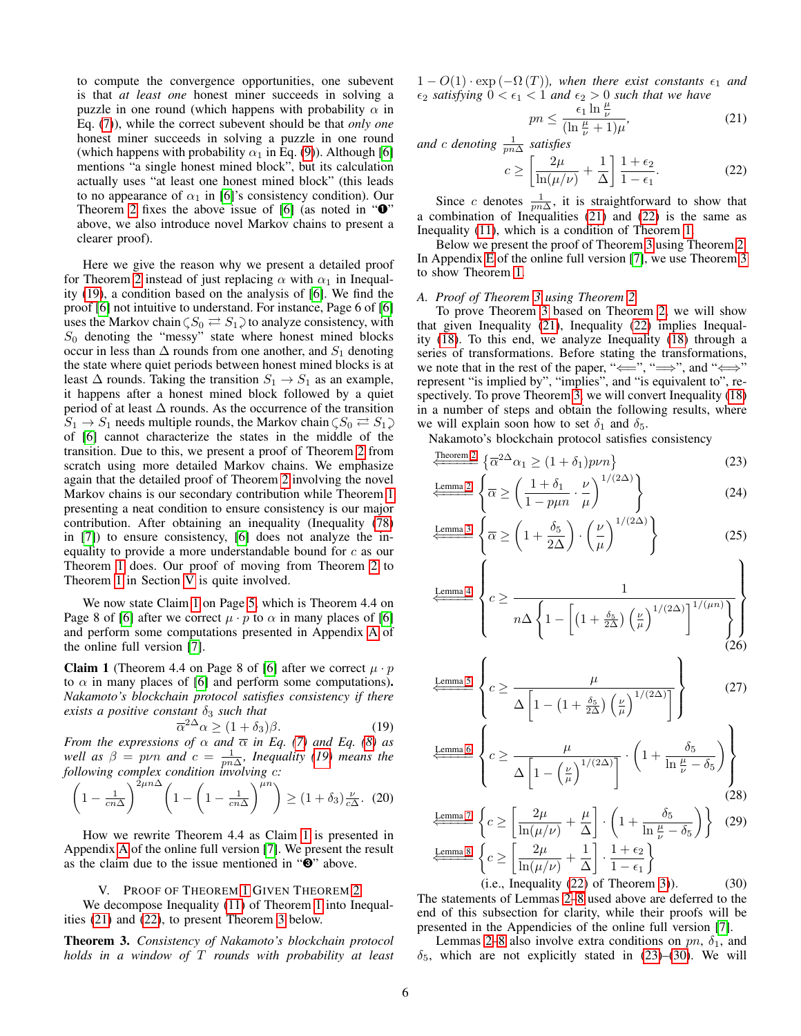to compute the convergence opportunities, one subevent is that *at least one* honest miner succeeds in solving a puzzle in one round (which happens with probability $\alpha$ in Eq. (7)), while the correct subevent should be that *only one* honest miner succeeds in solving a puzzle in one round (which happens with probability $\alpha_1$ in Eq. (9)). Although [6] mentions "a single honest mined block", but its calculation actually uses "at least one honest mined block" (this leads to no appearance of $\alpha_1$ in [6]'s consistency condition). Our Theorem 2 fixes the above issue of [6] (as noted in "❶" above, we also introduce novel Markov chains to present a clearer proof).

Here we give the reason why we present a detailed proof for Theorem 2 instead of just replacing $\alpha$ with $\alpha_1$ in Inequality (19), a condition based on the analysis of [6]. We find the proof [6] not intuitive to understand. For instance, Page 6 of [6] uses the Markov chain $\circlearrowleft S_0 \rightleftarrows S_1 \circlearrowright$ to analyze consistency, with $S_0$ denoting the "messy" state where honest mined blocks occur in less than $\Delta$ rounds from one another, and $S_1$ denoting the state where quiet periods between honest mined blocks is at least $\Delta$ rounds. Taking the transition $S_1 \rightarrow S_1$ as an example, it happens after a honest mined block followed by a quiet period of at least $\Delta$ rounds. As the occurrence of the transition $S_1 \rightarrow S_1$ needs multiple rounds, the Markov chain $\circlearrowleft S_0 \rightleftarrows S_1 \circlearrowright$ of [6] cannot characterize the states in the middle of the transition. Due to this, we present a proof of Theorem 2 from scratch using more detailed Markov chains. We emphasize again that the detailed proof of Theorem 2 involving the novel Markov chains is our secondary contribution while Theorem 1 presenting a neat condition to ensure consistency is our major contribution. After obtaining an inequality (Inequality (78) in [7]) to ensure consistency, [6] does not analyze the inequality to provide a more understandable bound for $c$ as our Theorem 1 does. Our proof of moving from Theorem 2 to Theorem 1 in Section V is quite involved.

We now state Claim 1 on Page 5, which is Theorem 4.4 on Page 8 of [6] after we correct $\mu \cdot p$ to $\alpha$ in many places of [6] and perform some computations presented in Appendix A of the online full version [7].

**Claim 1** (Theorem 4.4 on Page 8 of [6] after we correct $\mu \cdot p$ to $\alpha$ in many places of [6] and perform some computations)**.** *Nakamoto's blockchain protocol satisfies consistency if there exists a positive constant $\delta_3$ such that*

$$\overline{\alpha}^{2\Delta}\alpha \geq (1+\delta_3)\beta. \tag{19}$$

*From the expressions of $\alpha$ and $\overline{\alpha}$ in Eq. (7) and Eq. (8) as well as $\beta = p\nu n$ and $c = \frac{1}{pn\Delta}$, Inequality (19) means the following complex condition involving $c$:*

$$\left(1-\tfrac{1}{cn\Delta}\right)^{2\mu n\Delta}\left(1-\left(1-\tfrac{1}{cn\Delta}\right)^{\mu n}\right) \geq (1+\delta_3)\tfrac{\nu}{c\Delta}. \tag{20}$$

How we rewrite Theorem 4.4 as Claim 1 is presented in Appendix A of the online full version [7]. We present the result as the claim due to the issue mentioned in "❸" above.

## V. Proof of Theorem 1 Given Theorem 2

We decompose Inequality (11) of Theorem 1 into Inequalities (21) and (22), to present Theorem 3 below.

**Theorem 3.** *Consistency of Nakamoto's blockchain protocol holds in a window of $T$ rounds with probability at least $1-O(1)\cdot\exp\left(-\Omega\left(T\right)\right)$, when there exist constants $\epsilon_1$ and $\epsilon_2$ satisfying $0<\epsilon_1<1$ and $\epsilon_2>0$ such that we have*

$$pn \leq \frac{\epsilon_1 \ln\frac{\mu}{\nu}}{(\ln\frac{\mu}{\nu}+1)\mu}, \tag{21}$$

*and $c$ denoting $\frac{1}{pn\Delta}$ satisfies*

$$c \geq \left[\frac{2\mu}{\ln(\mu/\nu)}+\frac{1}{\Delta}\right]\frac{1+\epsilon_2}{1-\epsilon_1}. \tag{22}$$

Since $c$ denotes $\frac{1}{pn\Delta}$, it is straightforward to show that a combination of Inequalities (21) and (22) is the same as Inequality (11), which is a condition of Theorem 1.

Below we present the proof of Theorem 3 using Theorem 2. In Appendix E of the online full version [7], we use Theorem 3 to show Theorem 1.

### A. Proof of Theorem 3 using Theorem 2

To prove Theorem 3 based on Theorem 2, we will show that given Inequality (21), Inequality (22) implies Inequality (18). To this end, we analyze Inequality (18) through a series of transformations. Before stating the transformations, we note that in the rest of the paper, "$\Longleftarrow$", "$\Longrightarrow$", and "$\Longleftrightarrow$" represent "is implied by", "implies", and "is equivalent to", respectively. To prove Theorem 3, we will convert Inequality (18) in a number of steps and obtain the following results, where we will explain soon how to set $\delta_1$ and $\delta_5$.

Nakamoto's blockchain protocol satisfies consistency

$$\overset{\text{Theorem 2}}{\Longleftarrow} \left\{\overline{\alpha}^{2\Delta}\alpha_1 \geq (1+\delta_1)p\nu n\right\} \tag{23}$$

$$\overset{\text{Lemma 2}}{\Longleftarrow} \left\{\overline{\alpha} \geq \left(\frac{1+\delta_1}{1-p\mu n}\cdot\frac{\nu}{\mu}\right)^{1/(2\Delta)}\right\} \tag{24}$$

$$\overset{\text{Lemma 3}}{\Longleftarrow} \left\{\overline{\alpha} \geq \left(1+\frac{\delta_5}{2\Delta}\right)\cdot\left(\frac{\nu}{\mu}\right)^{1/(2\Delta)}\right\} \tag{25}$$

$$\overset{\text{Lemma 4}}{\Longleftarrow} \left\{c \geq \frac{1}{n\Delta\left\{1-\left[\left(1+\frac{\delta_5}{2\Delta}\right)\left(\frac{\nu}{\mu}\right)^{1/(2\Delta)}\right]^{1/(\mu n)}\right\}}\right\} \tag{26}$$

$$\overset{\text{Lemma 5}}{\Longleftarrow} \left\{c \geq \frac{\mu}{\Delta\left[1-\left(1+\frac{\delta_5}{2\Delta}\right)\left(\frac{\nu}{\mu}\right)^{1/(2\Delta)}\right]}\right\} \tag{27}$$

$$\overset{\text{Lemma 6}}{\Longleftarrow} \left\{c \geq \frac{\mu}{\Delta\left[1-\left(\frac{\nu}{\mu}\right)^{1/(2\Delta)}\right]}\cdot\left(1+\frac{\delta_5}{\ln\frac{\mu}{\nu}-\delta_5}\right)\right\} \tag{28}$$

$$\overset{\text{Lemma 7}}{\Longleftarrow} \left\{c \geq \left[\frac{2\mu}{\ln(\mu/\nu)}+\frac{\mu}{\Delta}\right]\cdot\left(1+\frac{\delta_5}{\ln\frac{\mu}{\nu}-\delta_5}\right)\right\} \tag{29}$$

$$\overset{\text{Lemma 8}}{\Longleftarrow} \left\{c \geq \left[\frac{2\mu}{\ln(\mu/\nu)}+\frac{1}{\Delta}\right]\cdot\frac{1+\epsilon_2}{1-\epsilon_1}\right\}$$

$$\text{(i.e., Inequality (22) of Theorem 3)}. \tag{30}$$

The statements of Lemmas 2–8 used above are deferred to the end of this subsection for clarity, while their proofs will be presented in the Appendicies of the online full version [7].

Lemmas 2–8 also involve extra conditions on $pn$, $\delta_1$, and $\delta_5$, which are not explicitly stated in (23)–(30). We will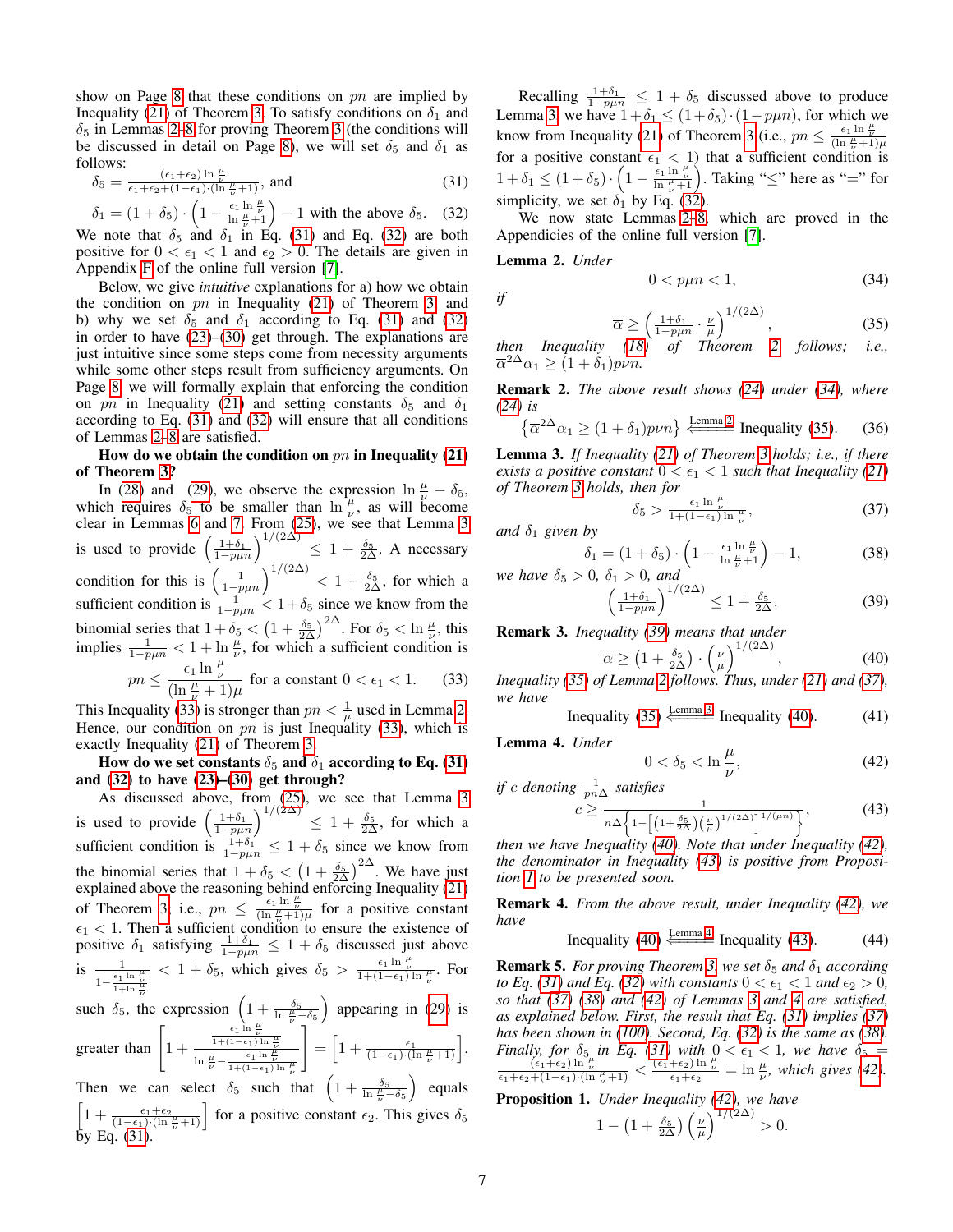show on Page 8 that these conditions on $pn$ are implied by Inequality (21) of Theorem 3. To satisfy conditions on $\delta_1$ and $\delta_5$ in Lemmas 2–8 for proving Theorem 3 (the conditions will be discussed in detail on Page 8), we will set $\delta_5$ and $\delta_1$ as follows:

$$\delta_5 = \frac{(\epsilon_1+\epsilon_2)\ln\frac{\mu}{\nu}}{\epsilon_1+\epsilon_2+(1-\epsilon_1)\cdot(\ln\frac{\mu}{\nu}+1)}, \text{ and} \tag{31}$$

$$\delta_1 = (1+\delta_5)\cdot\left(1-\frac{\epsilon_1\ln\frac{\mu}{\nu}}{\ln\frac{\mu}{\nu}+1}\right)-1 \text{ with the above } \delta_5. \tag{32}$$

We note that $\delta_5$ and $\delta_1$ in Eq. (31) and Eq. (32) are both positive for $0<\epsilon_1<1$ and $\epsilon_2>0$. The details are given in Appendix F of the online full version [7].

Below, we give *intuitive* explanations for a) how we obtain the condition on $pn$ in Inequality (21) of Theorem 3, and b) why we set $\delta_5$ and $\delta_1$ according to Eq. (31) and (32) in order to have (23)–(30) get through. The explanations are just intuitive since some steps come from necessity arguments while some other steps result from sufficiency arguments. On Page 8, we will formally explain that enforcing the condition on $pn$ in Inequality (21) and setting constants $\delta_5$ and $\delta_1$ according to Eq. (31) and (32) will ensure that all conditions of Lemmas 2–8 are satisfied.

**How do we obtain the condition on $pn$ in Inequality (21) of Theorem 3?**

In (28) and (29), we observe the expression $\ln\frac{\mu}{\nu}-\delta_5$, which requires $\delta_5$ to be smaller than $\ln\frac{\mu}{\nu}$, as will become clear in Lemmas 6 and 7. From (25), we see that Lemma 3 is used to provide $\left(\frac{1+\delta_1}{1-p\mu n}\right)^{1/(2\Delta)}\leq 1+\frac{\delta_5}{2\Delta}$. A necessary condition for this is $\left(\frac{1}{1-p\mu n}\right)^{1/(2\Delta)}<1+\frac{\delta_5}{2\Delta}$, for which a sufficient condition is $\frac{1}{1-p\mu n}<1+\delta_5$ since we know from the binomial series that $1+\delta_5<\left(1+\frac{\delta_5}{2\Delta}\right)^{2\Delta}$. For $\delta_5<\ln\frac{\mu}{\nu}$, this implies $\frac{1}{1-p\mu n}<1+\ln\frac{\mu}{\nu}$, for which a sufficient condition is

$$pn \leq \frac{\epsilon_1\ln\frac{\mu}{\nu}}{(\ln\frac{\mu}{\nu}+1)\mu} \text{ for a constant } 0<\epsilon_1<1. \tag{33}$$

This Inequality (33) is stronger than $pn<\frac{1}{\mu}$ used in Lemma 2. Hence, our condition on $pn$ is just Inequality (33), which is exactly Inequality (21) of Theorem 3.

**How do we set constants $\delta_5$ and $\delta_1$ according to Eq. (31) and (32) to have (23)–(30) get through?**

As discussed above, from (25), we see that Lemma 3 is used to provide $\left(\frac{1+\delta_1}{1-p\mu n}\right)^{1/(2\Delta)}\leq 1+\frac{\delta_5}{2\Delta}$, for which a sufficient condition is $\frac{1+\delta_1}{1-p\mu n}\leq 1+\delta_5$ since we know from the binomial series that $1+\delta_5<\left(1+\frac{\delta_5}{2\Delta}\right)^{2\Delta}$. We have just explained above the reasoning behind enforcing Inequality (21) of Theorem 3, i.e., $pn\leq\frac{\epsilon_1\ln\frac{\mu}{\nu}}{(\ln\frac{\mu}{\nu}+1)\mu}$ for a positive constant $\epsilon_1<1$. Then a sufficient condition to ensure the existence of positive $\delta_1$ satisfying $\frac{1+\delta_1}{1-p\mu n}\leq 1+\delta_5$ discussed just above is $\frac{1}{1-\frac{\epsilon_1\ln\frac{\mu}{\nu}}{1+\ln\frac{\mu}{\nu}}}<1+\delta_5$, which gives $\delta_5>\frac{\epsilon_1\ln\frac{\mu}{\nu}}{1+(1-\epsilon_1)\ln\frac{\mu}{\nu}}$. For such $\delta_5$, the expression $\left(1+\frac{\delta_5}{\ln\frac{\mu}{\nu}-\delta_5}\right)$ appearing in (29) is greater than $\left[1+\frac{\frac{\epsilon_1\ln\frac{\mu}{\nu}}{1+(1-\epsilon_1)\ln\frac{\mu}{\nu}}}{\ln\frac{\mu}{\nu}-\frac{\epsilon_1\ln\frac{\mu}{\nu}}{1+(1-\epsilon_1)\ln\frac{\mu}{\nu}}}\right]=\left[1+\frac{\epsilon_1}{(1-\epsilon_1)\cdot(\ln\frac{\mu}{\nu}+1)}\right]$. Then we can select $\delta_5$ such that $\left(1+\frac{\delta_5}{\ln\frac{\mu}{\nu}-\delta_5}\right)$ equals $\left[1+\frac{\epsilon_1+\epsilon_2}{(1-\epsilon_1)\cdot(\ln\frac{\mu}{\nu}+1)}\right]$ for a positive constant $\epsilon_2$. This gives $\delta_5$ by Eq. (31).

Recalling $\frac{1+\delta_1}{1-p\mu n}\leq 1+\delta_5$ discussed above to produce Lemma 3, we have $1+\delta_1\leq(1+\delta_5)\cdot(1-p\mu n)$, for which we know from Inequality (21) of Theorem 3 (i.e., $pn\leq\frac{\epsilon_1\ln\frac{\mu}{\nu}}{(\ln\frac{\mu}{\nu}+1)\mu}$ for a positive constant $\epsilon_1<1$) that a sufficient condition is $1+\delta_1\leq(1+\delta_5)\cdot\left(1-\frac{\epsilon_1\ln\frac{\mu}{\nu}}{\ln\frac{\mu}{\nu}+1}\right)$. Taking "$\leq$" here as "$=$" for simplicity, we set $\delta_1$ by Eq. (32).

We now state Lemmas 2–8, which are proved in the Appendicies of the online full version [7].

**Lemma 2.** *Under*

$$0<p\mu n<1, \tag{34}$$

*if*

$$\overline{\alpha}\geq\left(\frac{1+\delta_1}{1-p\mu n}\cdot\frac{\nu}{\mu}\right)^{1/(2\Delta)}, \tag{35}$$

*then Inequality (18) of Theorem 2 follows; i.e., $\overline{\alpha}^{2\Delta}\alpha_1\geq(1+\delta_1)p\nu n$.*

**Remark 2.** *The above result shows (24) under (34), where (24) is*

$$\left\{\overline{\alpha}^{2\Delta}\alpha_1\geq(1+\delta_1)p\nu n\right\}\xLeftarrow{\text{Lemma 2}}\text{Inequality (35)}. \tag{36}$$

**Lemma 3.** *If Inequality (21) of Theorem 3 holds; i.e., if there exists a positive constant $0<\epsilon_1<1$ such that Inequality (21) of Theorem 3 holds, then for*

$$\delta_5>\frac{\epsilon_1\ln\frac{\mu}{\nu}}{1+(1-\epsilon_1)\ln\frac{\mu}{\nu}}, \tag{37}$$

*and $\delta_1$ given by*

$$\delta_1=(1+\delta_5)\cdot\left(1-\frac{\epsilon_1\ln\frac{\mu}{\nu}}{\ln\frac{\mu}{\nu}+1}\right)-1, \tag{38}$$

*we have $\delta_5>0$, $\delta_1>0$, and*

$$\left(\frac{1+\delta_1}{1-p\mu n}\right)^{1/(2\Delta)}\leq 1+\frac{\delta_5}{2\Delta}. \tag{39}$$

**Remark 3.** *Inequality (39) means that under*

$$\overline{\alpha}\geq\left(1+\frac{\delta_5}{2\Delta}\right)\cdot\left(\frac{\nu}{\mu}\right)^{1/(2\Delta)}, \tag{40}$$

*Inequality (35) of Lemma 2 follows. Thus, under (21) and (37), we have*

$$\text{Inequality (35)}\xLeftarrow{\text{Lemma 3}}\text{Inequality (40)}. \tag{41}$$

**Lemma 4.** *Under*

$$0<\delta_5<\ln\frac{\mu}{\nu}, \tag{42}$$

*if $c$ denoting $\frac{1}{pn\Delta}$ satisfies*

$$c\geq\frac{1}{n\Delta\left\{1-\left[\left(1+\frac{\delta_5}{2\Delta}\right)\left(\frac{\nu}{\mu}\right)^{1/(2\Delta)}\right]^{1/(\mu n)}\right\}}, \tag{43}$$

*then we have Inequality (40). Note that under Inequality (42), the denominator in Inequality (43) is positive from Proposition 1 to be presented soon.*

**Remark 4.** *From the above result, under Inequality (42), we have*

$$\text{Inequality (40)}\xLeftarrow{\text{Lemma 4}}\text{Inequality (43)}. \tag{44}$$

**Remark 5.** *For proving Theorem 3, we set $\delta_5$ and $\delta_1$ according to Eq. (31) and Eq. (32) with constants $0<\epsilon_1<1$ and $\epsilon_2>0$, so that (37) (38) and (42) of Lemmas 3 and 4 are satisfied, as explained below. First, the result that Eq. (31) implies (37) has been shown in (100). Second, Eq. (32) is the same as (38). Finally, for $\delta_5$ in Eq. (31) with $0<\epsilon_1<1$, we have $\delta_5=\frac{(\epsilon_1+\epsilon_2)\ln\frac{\mu}{\nu}}{\epsilon_1+\epsilon_2+(1-\epsilon_1)\cdot(\ln\frac{\mu}{\nu}+1)}<\frac{(\epsilon_1+\epsilon_2)\ln\frac{\mu}{\nu}}{\epsilon_1+\epsilon_2}=\ln\frac{\mu}{\nu}$, which gives (42).*

**Proposition 1.** *Under Inequality (42), we have*

$$1-\left(1+\frac{\delta_5}{2\Delta}\right)\left(\frac{\nu}{\mu}\right)^{1/(2\Delta)}>0.$$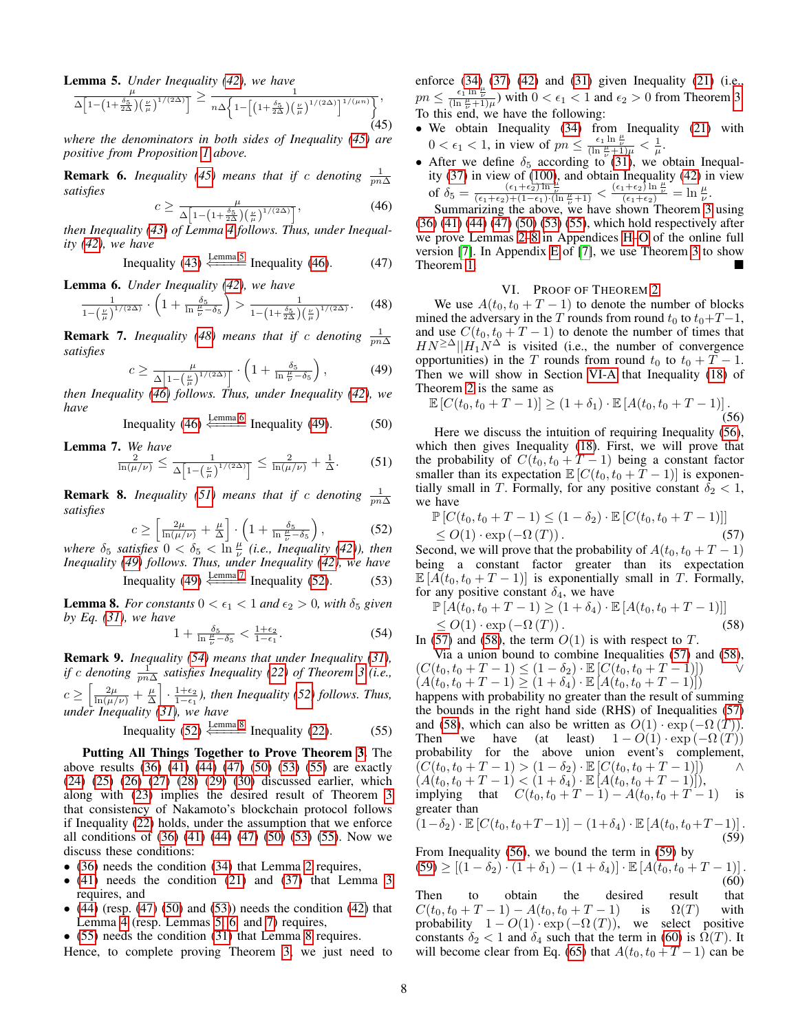**Lemma 5.** *Under Inequality (42), we have*

$$\frac{\mu}{\Delta\left[1-\left(1+\frac{\delta_5}{2\Delta}\right)\left(\frac{\nu}{\mu}\right)^{1/(2\Delta)}\right]} \geq \frac{1}{n\Delta\left\{1-\left[\left(1+\frac{\delta_5}{2\Delta}\right)\left(\frac{\nu}{\mu}\right)^{1/(2\Delta)}\right]^{1/(\mu n)}\right\}}, \tag{45}$$

*where the denominators in both sides of Inequality (45) are positive from Proposition 1 above.*

*Remark 6.* *Inequality (45) means that if $c$ denoting $\frac{1}{pn\Delta}$ satisfies*

$$c \geq \frac{\mu}{\Delta\left[1-\left(1+\frac{\delta_5}{2\Delta}\right)\left(\frac{\nu}{\mu}\right)^{1/(2\Delta)}\right]}, \tag{46}$$

*then Inequality (43) of Lemma 4 follows. Thus, under Inequality (42), we have*

$$\text{Inequality (43)} \xLeftarrow{\text{Lemma 5}} \text{Inequality (46)}. \tag{47}$$

**Lemma 6.** *Under Inequality (42), we have*

$$\frac{1}{1-\left(\frac{\nu}{\mu}\right)^{1/(2\Delta)}} \cdot \left(1+\frac{\delta_5}{\ln\frac{\mu}{\nu}-\delta_5}\right) > \frac{1}{1-\left(1+\frac{\delta_5}{2\Delta}\right)\left(\frac{\nu}{\mu}\right)^{1/(2\Delta)}}. \tag{48}$$

*Remark 7.* *Inequality (48) means that if $c$ denoting $\frac{1}{pn\Delta}$ satisfies*

$$c \geq \frac{\mu}{\Delta\left[1-\left(\frac{\nu}{\mu}\right)^{1/(2\Delta)}\right]} \cdot \left(1+\frac{\delta_5}{\ln\frac{\mu}{\nu}-\delta_5}\right), \tag{49}$$

*then Inequality (46) follows. Thus, under Inequality (42), we have*

$$\text{Inequality (46)} \xLeftarrow{\text{Lemma 6}} \text{Inequality (49)}. \tag{50}$$

**Lemma 7.** *We have*

$$\frac{2}{\ln(\mu/\nu)} \leq \frac{1}{\Delta\left[1-\left(\frac{\nu}{\mu}\right)^{1/(2\Delta)}\right]} \leq \frac{2}{\ln(\mu/\nu)} + \frac{1}{\Delta}. \tag{51}$$

*Remark 8.* *Inequality (51) means that if $c$ denoting $\frac{1}{pn\Delta}$ satisfies*

$$c \geq \left[\frac{2\mu}{\ln(\mu/\nu)} + \frac{\mu}{\Delta}\right] \cdot \left(1+\frac{\delta_5}{\ln\frac{\mu}{\nu}-\delta_5}\right), \tag{52}$$

*where $\delta_5$ satisfies $0 < \delta_5 < \ln\frac{\mu}{\nu}$ (i.e., Inequality (42)), then Inequality (49) follows. Thus, under Inequality (42), we have*

$$\text{Inequality (49)} \xLeftarrow{\text{Lemma 7}} \text{Inequality (52)}. \tag{53}$$

**Lemma 8.** *For constants $0 < \epsilon_1 < 1$ and $\epsilon_2 > 0$, with $\delta_5$ given by Eq. (31), we have*

$$1+\frac{\delta_5}{\ln\frac{\mu}{\nu}-\delta_5} < \frac{1+\epsilon_2}{1-\epsilon_1}. \tag{54}$$

*Remark 9.* *Inequality (54) means that under Inequality (31), if $c$ denoting $\frac{1}{pn\Delta}$ satisfies Inequality (22) of Theorem 3 (i.e., $c \geq \left[\frac{2\mu}{\ln(\mu/\nu)} + \frac{\mu}{\Delta}\right] \cdot \frac{1+\epsilon_2}{1-\epsilon_1}$), then Inequality (52) follows. Thus, under Inequality (31), we have*

$$\text{Inequality (52)} \xLeftarrow{\text{Lemma 8}} \text{Inequality (22)}. \tag{55}$$

**Putting All Things Together to Prove Theorem 3.** The above results (36) (41) (44) (47) (50) (53) (55) are exactly (24) (25) (26) (27) (28) (29) (30) discussed earlier, which along with (23) implies the desired result of Theorem 3 that consistency of Nakamoto's blockchain protocol follows if Inequality (22) holds, under the assumption that we enforce all conditions of (36) (41) (44) (47) (50) (53) (55). Now we discuss these conditions:

- (36) needs the condition (34) that Lemma 2 requires,
- (41) needs the condition (21) and (37) that Lemma 3 requires, and
- (44) (resp. (47) (50) and (53)) needs the condition (42) that Lemma 4 (resp. Lemmas 5, 6, and 7) requires,
- (55) needs the condition (31) that Lemma 8 requires.

Hence, to complete proving Theorem 3, we just need to enforce (34) (37) (42) and (31) given Inequality (21) (i.e., $pn \leq \frac{\epsilon_1 \ln\frac{\mu}{\nu}}{(\ln\frac{\mu}{\nu}+1)\mu}$) with $0 < \epsilon_1 < 1$ and $\epsilon_2 > 0$ from Theorem 3. To this end, we have the following:

- We obtain Inequality (34) from Inequality (21) with $0 < \epsilon_1 < 1$, in view of $pn \leq \frac{\epsilon_1 \ln\frac{\mu}{\nu}}{(\ln\frac{\mu}{\nu}+1)\mu} < \frac{1}{\mu}$.
- After we define $\delta_5$ according to (31), we obtain Inequality (37) in view of (100), and obtain Inequality (42) in view of $\delta_5 = \frac{(\epsilon_1+\epsilon_2)\ln\frac{\mu}{\nu}}{(\epsilon_1+\epsilon_2)+(1-\epsilon_1)\cdot(\ln\frac{\mu}{\nu}+1)} < \frac{(\epsilon_1+\epsilon_2)\ln\frac{\mu}{\nu}}{(\epsilon_1+\epsilon_2)} = \ln\frac{\mu}{\nu}$.

Summarizing the above, we have shown Theorem 3 using (36) (41) (44) (47) (50) (53) (55), which hold respectively after we prove Lemmas 2–8 in Appendices H–O of the online full version [7]. In Appendix E of [7], we use Theorem 3 to show Theorem 1. ■

## VI. Proof of Theorem 2

We use $A(t_0, t_0+T-1)$ to denote the number of blocks mined the adversary in the $T$ rounds from round $t_0$ to $t_0+T-1$, and use $C(t_0, t_0+T-1)$ to denote the number of times that $HN^{\geq\Delta}||H_1N^{\Delta}$ is visited (i.e., the number of convergence opportunities) in the $T$ rounds from round $t_0$ to $t_0+T-1$. Then we will show in Section VI-A that Inequality (18) of Theorem 2 is the same as

$$\mathbb{E}\left[C(t_0, t_0+T-1)\right] \geq (1+\delta_1) \cdot \mathbb{E}\left[A(t_0, t_0+T-1)\right]. \tag{56}$$

Here we discuss the intuition of requiring Inequality (56), which then gives Inequality (18). First, we will prove that the probability of $C(t_0, t_0+T-1)$ being a constant factor smaller than its expectation $\mathbb{E}\left[C(t_0, t_0+T-1)\right]$ is exponentially small in $T$. Formally, for any positive constant $\delta_2 < 1$, we have

$$\begin{aligned}&\mathbb{P}\left[C(t_0, t_0+T-1) \leq (1-\delta_2) \cdot \mathbb{E}\left[C(t_0, t_0+T-1)\right]\right] \\ &\quad \leq O(1) \cdot \exp\left(-\Omega\left(T\right)\right).\end{aligned} \tag{57}$$

Second, we will prove that the probability of $A(t_0, t_0+T-1)$ being a constant factor greater than its expectation $\mathbb{E}\left[A(t_0, t_0+T-1)\right]$ is exponentially small in $T$. Formally, for any positive constant $\delta_4$, we have

$$\begin{aligned}&\mathbb{P}\left[A(t_0, t_0+T-1) \geq (1+\delta_4) \cdot \mathbb{E}\left[A(t_0, t_0+T-1)\right]\right] \\ &\quad \leq O(1) \cdot \exp\left(-\Omega\left(T\right)\right).\end{aligned} \tag{58}$$

In (57) and (58), the term $O(1)$ is with respect to $T$.

Via a union bound to combine Inequalities (57) and (58), $(C(t_0, t_0+T-1) \leq (1-\delta_2) \cdot \mathbb{E}\left[C(t_0, t_0+T-1)\right]) \vee (A(t_0, t_0+T-1) \geq (1+\delta_4) \cdot \mathbb{E}\left[A(t_0, t_0+T-1)\right])$ happens with probability no greater than the result of summing the bounds in the right hand side (RHS) of Inequalities (57) and (58), which can also be written as $O(1) \cdot \exp\left(-\Omega\left(T\right)\right)$. Then we have (at least) $1 - O(1) \cdot \exp\left(-\Omega\left(T\right)\right)$ probability for the above union event's complement, $(C(t_0, t_0+T-1) > (1-\delta_2) \cdot \mathbb{E}\left[C(t_0, t_0+T-1)\right]) \wedge (A(t_0, t_0+T-1) < (1+\delta_4) \cdot \mathbb{E}\left[A(t_0, t_0+T-1)\right])$, implying that $C(t_0, t_0+T-1) - A(t_0, t_0+T-1)$ is greater than

$$(1-\delta_2) \cdot \mathbb{E}\left[C(t_0, t_0+T-1)\right] - (1+\delta_4) \cdot \mathbb{E}\left[A(t_0, t_0+T-1)\right]. \tag{59}$$

From Inequality (56), we bound the term in (59) by

$$(59) \geq \left[(1-\delta_2) \cdot (1+\delta_1) - (1+\delta_4)\right] \cdot \mathbb{E}\left[A(t_0, t_0+T-1)\right]. \tag{60}$$

Then to obtain the desired result that $C(t_0, t_0+T-1) - A(t_0, t_0+T-1)$ is $\Omega(T)$ with probability $1 - O(1) \cdot \exp\left(-\Omega\left(T\right)\right)$, we select positive constants $\delta_2 < 1$ and $\delta_4$ such that the term in (60) is $\Omega(T)$. It will become clear from Eq. (65) that $A(t_0, t_0+T-1)$ can be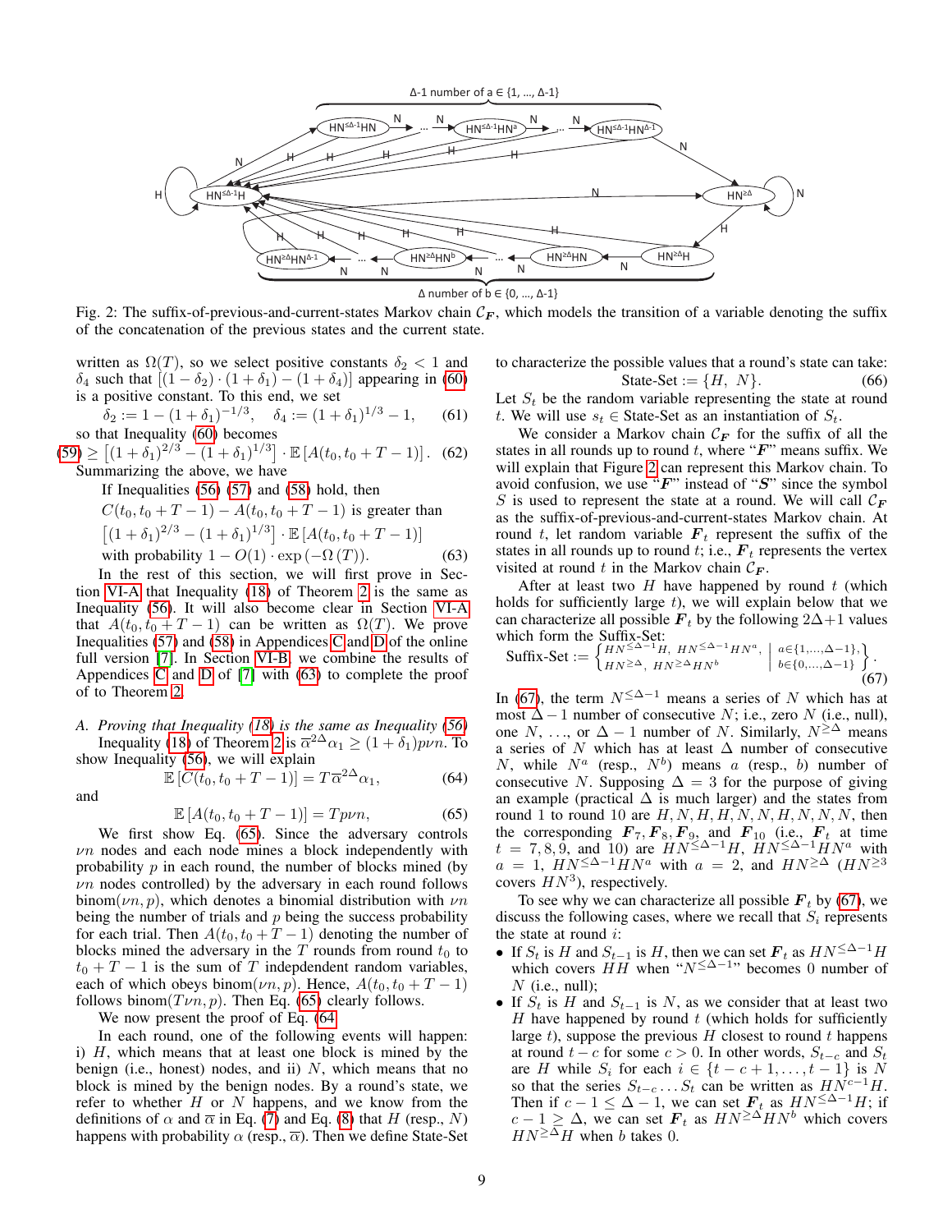Fig. 2: The suffix-of-previous-and-current-states Markov chain $\mathcal{C}_{\boldsymbol{F}}$, which models the transition of a variable denoting the suffix of the concatenation of the previous states and the current state.

written as $\Omega(T)$, so we select positive constants $\delta_2 < 1$ and $\delta_4$ such that $[(1-\delta_2)\cdot(1+\delta_1) - (1+\delta_4)]$ appearing in (60) is a positive constant. To this end, we set

$$\delta_2 := 1 - (1+\delta_1)^{-1/3}, \quad \delta_4 := (1+\delta_1)^{1/3} - 1, \tag{61}$$

so that Inequality (60) becomes

$$(59) \geq \left[(1+\delta_1)^{2/3} - (1+\delta_1)^{1/3}\right] \cdot \mathbb{E}\left[A(t_0, t_0+T-1)\right]. \tag{62}$$

Summarizing the above, we have

If Inequalities (56) (57) and (58) hold, then
$C(t_0, t_0+T-1) - A(t_0, t_0+T-1)$ is greater than
$\left[(1+\delta_1)^{2/3} - (1+\delta_1)^{1/3}\right] \cdot \mathbb{E}\left[A(t_0, t_0+T-1)\right]$
with probability $1 - O(1)\cdot\exp\left(-\Omega\left(T\right)\right)$. (63)

In the rest of this section, we will first prove in Section VI-A that Inequality (18) of Theorem 2 is the same as Inequality (56). It will also become clear in Section VI-A that $A(t_0, t_0+T-1)$ can be written as $\Omega(T)$. We prove Inequalities (57) and (58) in Appendices C and D of the online full version [7]. In Section VI-B, we combine the results of Appendices C and D of [7] with (63) to complete the proof of to Theorem 2.

### A. Proving that Inequality (18) is the same as Inequality (56)

Inequality (18) of Theorem 2 is $\overline{\alpha}^{2\Delta}\alpha_1 \geq (1+\delta_1)p\nu n$. To show Inequality (56), we will explain

$$\mathbb{E}\left[C(t_0, t_0+T-1)\right] = T\overline{\alpha}^{2\Delta}\alpha_1, \tag{64}$$

and

$$\mathbb{E}\left[A(t_0, t_0+T-1)\right] = Tp\nu n, \tag{65}$$

We first show Eq. (65). Since the adversary controls $\nu n$ nodes and each node mines a block independently with probability $p$ in each round, the number of blocks mined (by $\nu n$ nodes controlled) by the adversary in each round follows $\text{binom}(\nu n, p)$, which denotes a binomial distribution with $\nu n$ being the number of trials and $p$ being the success probability for each trial. Then $A(t_0, t_0+T-1)$ denoting the number of blocks mined the adversary in the $T$ rounds from round $t_0$ to $t_0+T-1$ is the sum of $T$ independent random variables, each of which obeys $\text{binom}(\nu n, p)$. Hence, $A(t_0, t_0+T-1)$ follows $\text{binom}(T\nu n, p)$. Then Eq. (65) clearly follows.

We now present the proof of Eq. (64).

In each round, one of the following events will happen: i) $H$, which means that at least one block is mined by the benign (i.e., honest) nodes, and ii) $N$, which means that no block is mined by the benign nodes. By a round's state, we refer to whether $H$ or $N$ happens, and we know from the definitions of $\alpha$ and $\overline{\alpha}$ in Eq. (7) and Eq. (8) that $H$ (resp., $N$) happens with probability $\alpha$ (resp., $\overline{\alpha}$). Then we define State-Set to characterize the possible values that a round's state can take:

$$\text{State-Set} := \{H,\ N\}. \tag{66}$$

Let $S_t$ be the random variable representing the state at round $t$. We will use $s_t \in \text{State-Set}$ as an instantiation of $S_t$.

We consider a Markov chain $\mathcal{C}_{\boldsymbol{F}}$ for the suffix of all the states in all rounds up to round $t$, where "$\boldsymbol{F}$" means suffix. We will explain that Figure 2 can represent this Markov chain. To avoid confusion, we use "$\boldsymbol{F}$" instead of "$\boldsymbol{S}$" since the symbol $S$ is used to represent the state at a round. We will call $\mathcal{C}_{\boldsymbol{F}}$ as the suffix-of-previous-and-current-states Markov chain. At round $t$, let random variable $\boldsymbol{F}_t$ represent the suffix of the states in all rounds up to round $t$; i.e., $\boldsymbol{F}_t$ represents the vertex visited at round $t$ in the Markov chain $\mathcal{C}_{\boldsymbol{F}}$.

After at least two $H$ have happened by round $t$ (which holds for sufficiently large $t$), we will explain below that we can characterize all possible $\boldsymbol{F}_t$ by the following $2\Delta+1$ values which form the Suffix-Set:

$$\text{Suffix-Set} := \left\{\begin{matrix} HN^{\leq\Delta-1}H,\ HN^{\leq\Delta-1}HN^{a}, \\ HN^{\geq\Delta},\ HN^{\geq\Delta}HN^{b} \end{matrix} \;\middle|\; \begin{matrix} a\in\{1,\ldots,\Delta-1\}, \\ b\in\{0,\ldots,\Delta-1\} \end{matrix}\right\}. \tag{67}$$

In (67), the term $N^{\leq\Delta-1}$ means a series of $N$ which has at most $\Delta-1$ number of consecutive $N$; i.e., zero $N$ (i.e., null), one $N$, ..., or $\Delta-1$ number of $N$. Similarly, $N^{\geq\Delta}$ means a series of $N$ which has at least $\Delta$ number of consecutive $N$, while $N^{a}$ (resp., $N^{b}$) means $a$ (resp., $b$) number of consecutive $N$. Supposing $\Delta = 3$ for the purpose of giving an example (practical $\Delta$ is much larger) and the states from round 1 to round 10 are $H, N, H, H, N, N, H, N, N, N$, then the corresponding $\boldsymbol{F}_7, \boldsymbol{F}_8, \boldsymbol{F}_9$, and $\boldsymbol{F}_{10}$ (i.e., $\boldsymbol{F}_t$ at time $t = 7, 8, 9$, and $10$) are $HN^{\leq\Delta-1}H$, $HN^{\leq\Delta-1}HN^{a}$ with $a = 1$, $HN^{\leq\Delta-1}HN^{a}$ with $a = 2$, and $HN^{\geq\Delta}$ ($HN^{\geq 3}$ covers $HN^{3}$), respectively.

To see why we can characterize all possible $\boldsymbol{F}_t$ by (67), we discuss the following cases, where we recall that $S_i$ represents the state at round $i$:

- If $S_t$ is $H$ and $S_{t-1}$ is $H$, then we can set $\boldsymbol{F}_t$ as $HN^{\leq\Delta-1}H$ which covers $HH$ when "$N^{\leq\Delta-1}$" becomes 0 number of $N$ (i.e., null).
- If $S_t$ is $H$ and $S_{t-1}$ is $N$, as we consider that at least two $H$ have happened by round $t$ (which holds for sufficiently large $t$), suppose the previous $H$ closest to round $t$ happens at round $t-c$ for some $c > 0$. In other words, $S_{t-c}$ and $S_t$ are $H$ while $S_i$ for each $i \in \{t-c+1, \ldots, t-1\}$ is $N$ so that the series $S_{t-c}\ldots S_t$ can be written as $HN^{c-1}H$. Then if $c-1 \leq \Delta-1$, we can set $\boldsymbol{F}_t$ as $HN^{\leq\Delta-1}H$; if $c-1 \geq \Delta$, we can set $\boldsymbol{F}_t$ as $HN^{\geq\Delta}HN^{b}$ which covers $HN^{\geq\Delta}H$ when $b$ takes 0.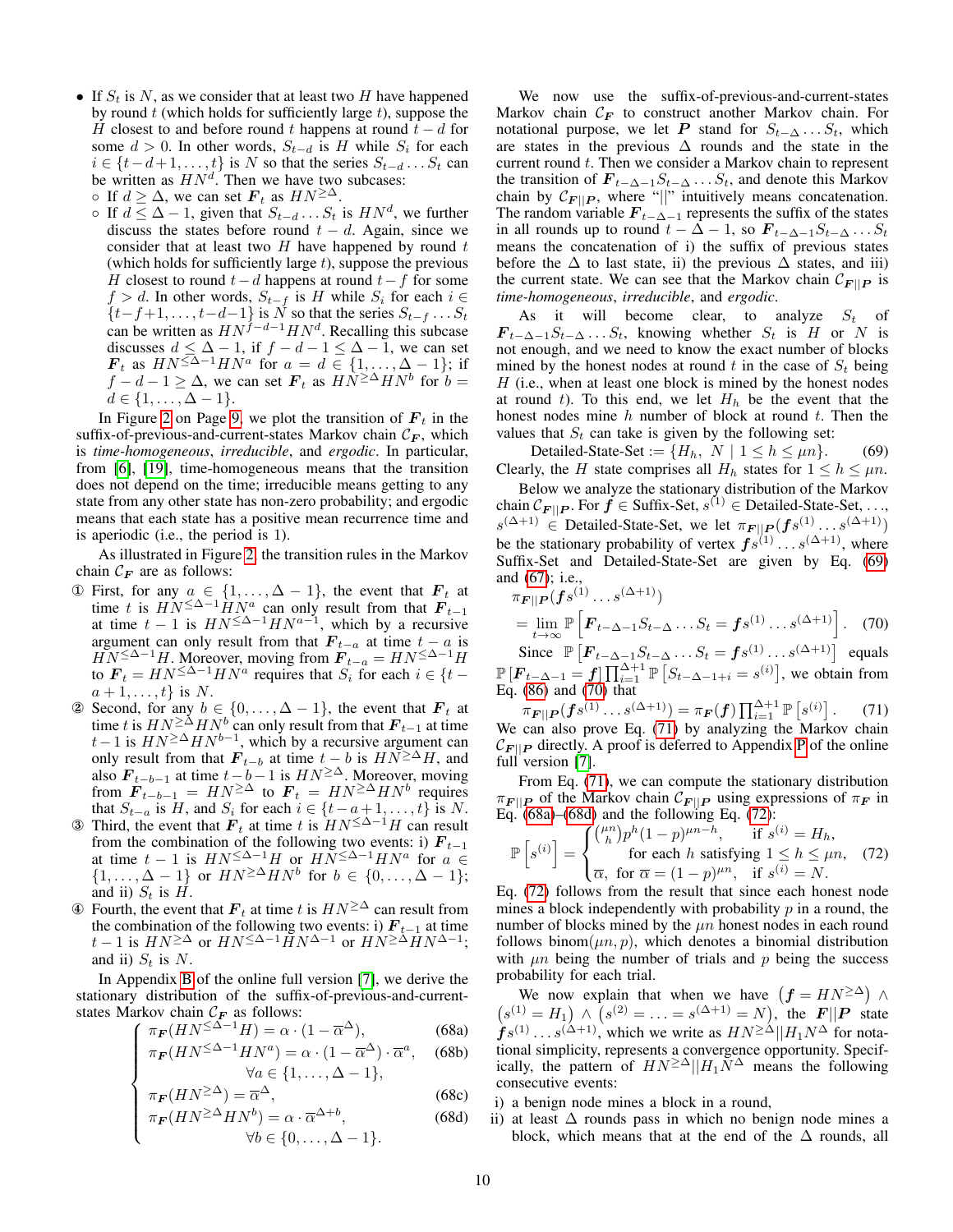- If $S_t$ is $N$, as we consider that at least two $H$ have happened by round $t$ (which holds for sufficiently large $t$), suppose the $H$ closest to and before round $t$ happens at round $t-d$ for some $d > 0$. In other words, $S_{t-d}$ is $H$ while $S_i$ for each $i \in \{t-d+1, \ldots, t\}$ is $N$ so that the series $S_{t-d} \ldots S_t$ can be written as $HN^d$. Then we have two subcases:
  - If $d \geq \Delta$, we can set $\boldsymbol{F}_t$ as $HN^{\geq \Delta}$.
  - If $d \leq \Delta - 1$, given that $S_{t-d} \ldots S_t$ is $HN^d$, we further discuss the states before round $t-d$. Again, since we consider that at least two $H$ have happened by round $t$ (which holds for sufficiently large $t$), suppose the previous $H$ closest to round $t-d$ happens at round $t-f$ for some $f > d$. In other words, $S_{t-f}$ is $H$ while $S_i$ for each $i \in \{t-f+1, \ldots, t-d-1\}$ is $N$ so that the series $S_{t-f} \ldots S_t$ can be written as $HN^{f-d-1}HN^d$. Recalling this subcase discusses $d \leq \Delta - 1$, if $f-d-1 \leq \Delta - 1$, we can set $\boldsymbol{F}_t$ as $HN^{\leq \Delta-1}HN^a$ for $a = d \in \{1, \ldots, \Delta - 1\}$; if $f-d-1 \geq \Delta$, we can set $\boldsymbol{F}_t$ as $HN^{\geq \Delta}HN^b$ for $b = d \in \{1, \ldots, \Delta - 1\}$.

In Figure 2 on Page 9, we plot the transition of $\boldsymbol{F}_t$ in the suffix-of-previous-and-current-states Markov chain $\mathcal{C}_{\boldsymbol{F}}$, which is *time-homogeneous*, *irreducible*, and *ergodic*. In particular, from [6], [19], time-homogeneous means that the transition does not depend on the time; irreducible means getting to any state from any other state has non-zero probability; and ergodic means that each state has a positive mean recurrence time and is aperiodic (i.e., the period is 1).

As illustrated in Figure 2, the transition rules in the Markov chain $\mathcal{C}_{\boldsymbol{F}}$ are as follows:

① First, for any $a \in \{1, \ldots, \Delta - 1\}$, the event that $\boldsymbol{F}_t$ at time $t$ is $HN^{\leq \Delta-1}HN^a$ can only result from that $\boldsymbol{F}_{t-1}$ at time $t-1$ is $HN^{\leq \Delta-1}HN^{a-1}$, which by a recursive argument can only result from that $\boldsymbol{F}_{t-a}$ at time $t-a$ is $HN^{\leq \Delta-1}H$. Moreover, moving from $\boldsymbol{F}_{t-a} = HN^{\leq \Delta-1}H$ to $\boldsymbol{F}_t = HN^{\leq \Delta-1}HN^a$ requires that $S_i$ for each $i \in \{t-a+1, \ldots, t\}$ is $N$.

② Second, for any $b \in \{0, \ldots, \Delta - 1\}$, the event that $\boldsymbol{F}_t$ at time $t$ is $HN^{\geq \Delta}HN^b$ can only result from that $\boldsymbol{F}_{t-1}$ at time $t-1$ is $HN^{\geq \Delta}HN^{b-1}$, which by a recursive argument can only result from that $\boldsymbol{F}_{t-b}$ at time $t-b$ is $HN^{\geq \Delta}H$, and also $\boldsymbol{F}_{t-b-1}$ at time $t-b-1$ is $HN^{\geq \Delta}$. Moreover, moving from $\boldsymbol{F}_{t-b-1} = HN^{\geq \Delta}$ to $\boldsymbol{F}_t = HN^{\geq \Delta}HN^b$ requires that $S_{t-a}$ is $H$, and $S_i$ for each $i \in \{t-a+1, \ldots, t\}$ is $N$.

③ Third, the event that $\boldsymbol{F}_t$ at time $t$ is $HN^{\leq \Delta-1}H$ can result from the combination of the following two events: i) $\boldsymbol{F}_{t-1}$ at time $t-1$ is $HN^{\leq \Delta-1}H$ or $HN^{\leq \Delta-1}HN^a$ for $a \in \{1, \ldots, \Delta - 1\}$ or $HN^{\geq \Delta}HN^b$ for $b \in \{0, \ldots, \Delta - 1\}$; and ii) $S_t$ is $H$.

④ Fourth, the event that $\boldsymbol{F}_t$ at time $t$ is $HN^{\geq \Delta}$ can result from the combination of the following two events: i) $\boldsymbol{F}_{t-1}$ at time $t-1$ is $HN^{\geq \Delta}$ or $HN^{\leq \Delta-1}HN^{\Delta-1}$ or $HN^{\geq \Delta}HN^{\Delta-1}$; and ii) $S_t$ is $N$.

In Appendix B of the online full version [7], we derive the stationary distribution of the suffix-of-previous-and-current-states Markov chain $\mathcal{C}_{\boldsymbol{F}}$ as follows:

$$
\begin{cases}
\pi_{\boldsymbol{F}}(HN^{\leq \Delta-1}H) = \alpha \cdot (1 - \overline{\alpha}^{\Delta}), & \text{(68a)} \\
\pi_{\boldsymbol{F}}(HN^{\leq \Delta-1}HN^a) = \alpha \cdot (1 - \overline{\alpha}^{\Delta}) \cdot \overline{\alpha}^a, & \text{(68b)} \\
\qquad \forall a \in \{1, \ldots, \Delta - 1\}, & \\
\pi_{\boldsymbol{F}}(HN^{\geq \Delta}) = \overline{\alpha}^{\Delta}, & \text{(68c)} \\
\pi_{\boldsymbol{F}}(HN^{\geq \Delta}HN^b) = \alpha \cdot \overline{\alpha}^{\Delta+b}, & \text{(68d)} \\
\qquad \forall b \in \{0, \ldots, \Delta - 1\}. &
\end{cases}
$$

We now use the suffix-of-previous-and-current-states Markov chain $\mathcal{C}_{\boldsymbol{F}}$ to construct another Markov chain. For notational purpose, we let $\boldsymbol{P}$ stand for $S_{t-\Delta} \ldots S_t$, which are states in the previous $\Delta$ rounds and the state in the current round $t$. Then we consider a Markov chain to represent the transition of $\boldsymbol{F}_{t-\Delta-1}S_{t-\Delta} \ldots S_t$, and denote this Markov chain by $\mathcal{C}_{\boldsymbol{F}||\boldsymbol{P}}$, where "$||$" intuitively means concatenation. The random variable $\boldsymbol{F}_{t-\Delta-1}$ represents the suffix of the states in all rounds up to round $t-\Delta-1$, so $\boldsymbol{F}_{t-\Delta-1}S_{t-\Delta} \ldots S_t$ means the concatenation of i) the suffix of previous states before the $\Delta$ to last state, ii) the previous $\Delta$ states, and iii) the current state. We can see that the Markov chain $\mathcal{C}_{\boldsymbol{F}||\boldsymbol{P}}$ is *time-homogeneous*, *irreducible*, and *ergodic*.

As it will become clear, to analyze $S_t$ of $\boldsymbol{F}_{t-\Delta-1}S_{t-\Delta} \ldots S_t$, knowing whether $S_t$ is $H$ or $N$ is not enough, and we need to know the exact number of blocks mined by the honest nodes at round $t$ in the case of $S_t$ being $H$ (i.e., when at least one block is mined by the honest nodes at round $t$). To this end, we let $H_h$ be the event that the honest nodes mine $h$ number of block at round $t$. Then the values that $S_t$ can take is given by the following set:

$$
\text{Detailed-State-Set} := \{H_h,\ N \mid 1 \leq h \leq \mu n\}. \tag{69}
$$

Clearly, the $H$ state comprises all $H_h$ states for $1 \leq h \leq \mu n$.

Below we analyze the stationary distribution of the Markov chain $\mathcal{C}_{\boldsymbol{F}||\boldsymbol{P}}$. For $\boldsymbol{f} \in$ Suffix-Set, $s^{(1)} \in$ Detailed-State-Set, ..., $s^{(\Delta+1)} \in$ Detailed-State-Set, we let $\pi_{\boldsymbol{F}||\boldsymbol{P}}(\boldsymbol{f}s^{(1)} \ldots s^{(\Delta+1)})$ be the stationary probability of vertex $\boldsymbol{f}s^{(1)} \ldots s^{(\Delta+1)}$, where Suffix-Set and Detailed-State-Set are given by Eq. (69) and (67); i.e.,

$$
\pi_{\boldsymbol{F}||\boldsymbol{P}}(\boldsymbol{f}s^{(1)} \ldots s^{(\Delta+1)}) = \lim_{t \to \infty} \mathbb{P}\left[\boldsymbol{F}_{t-\Delta-1}S_{t-\Delta} \ldots S_t = \boldsymbol{f}s^{(1)} \ldots s^{(\Delta+1)}\right]. \tag{70}
$$

Since $\mathbb{P}\left[\boldsymbol{F}_{t-\Delta-1}S_{t-\Delta} \ldots S_t = \boldsymbol{f}s^{(1)} \ldots s^{(\Delta+1)}\right]$ equals $\mathbb{P}\left[\boldsymbol{F}_{t-\Delta-1} = \boldsymbol{f}\right] \prod_{i=1}^{\Delta+1} \mathbb{P}\left[S_{t-\Delta-1+i} = s^{(i)}\right]$, we obtain from Eq. (86) and (70) that

$$
\pi_{\boldsymbol{F}||\boldsymbol{P}}(\boldsymbol{f}s^{(1)} \ldots s^{(\Delta+1)}) = \pi_{\boldsymbol{F}}(\boldsymbol{f}) \prod_{i=1}^{\Delta+1} \mathbb{P}\left[s^{(i)}\right]. \tag{71}
$$

We can also prove Eq. (71) by analyzing the Markov chain $\mathcal{C}_{\boldsymbol{F}||\boldsymbol{P}}$ directly. A proof is deferred to Appendix P of the online full version [7].

From Eq. (71), we can compute the stationary distribution $\pi_{\boldsymbol{F}||\boldsymbol{P}}$ of the Markov chain $\mathcal{C}_{\boldsymbol{F}||\boldsymbol{P}}$ using expressions of $\pi_{\boldsymbol{F}}$ in Eq. (68a)–(68d) and the following Eq. (72):

$$
\mathbb{P}\left[s^{(i)}\right] = \begin{cases}
\binom{\mu n}{h} p^h (1-p)^{\mu n - h}, & \text{if } s^{(i)} = H_h, \\
\quad \text{for each } h \text{ satisfying } 1 \leq h \leq \mu n, & \\
\overline{\alpha}, \ \text{for } \overline{\alpha} = (1-p)^{\mu n}, & \text{if } s^{(i)} = N.
\end{cases} \tag{72}
$$

Eq. (72) follows from the result that since each honest node mines a block independently with probability $p$ in a round, the number of blocks mined by the $\mu n$ honest nodes in each round follows binom$(\mu n, p)$, which denotes a binomial distribution with $\mu n$ being the number of trials and $p$ being the success probability for each trial.

We now explain that when we have $\left(\boldsymbol{f} = HN^{\geq \Delta}\right) \wedge \left(s^{(1)} = H_1\right) \wedge \left(s^{(2)} = \ldots = s^{(\Delta+1)} = N\right)$, the $\boldsymbol{F}||\boldsymbol{P}$ state $\boldsymbol{f}s^{(1)} \ldots s^{(\Delta+1)}$, which we write as $HN^{\geq \Delta}||H_1N^{\Delta}$ for notational simplicity, represents a convergence opportunity. Specifically, the pattern of $HN^{\geq \Delta}||H_1N^{\Delta}$ means the following consecutive events:

i) a benign node mines a block in a round,

ii) at least $\Delta$ rounds pass in which no benign node mines a block, which means that at the end of the $\Delta$ rounds, all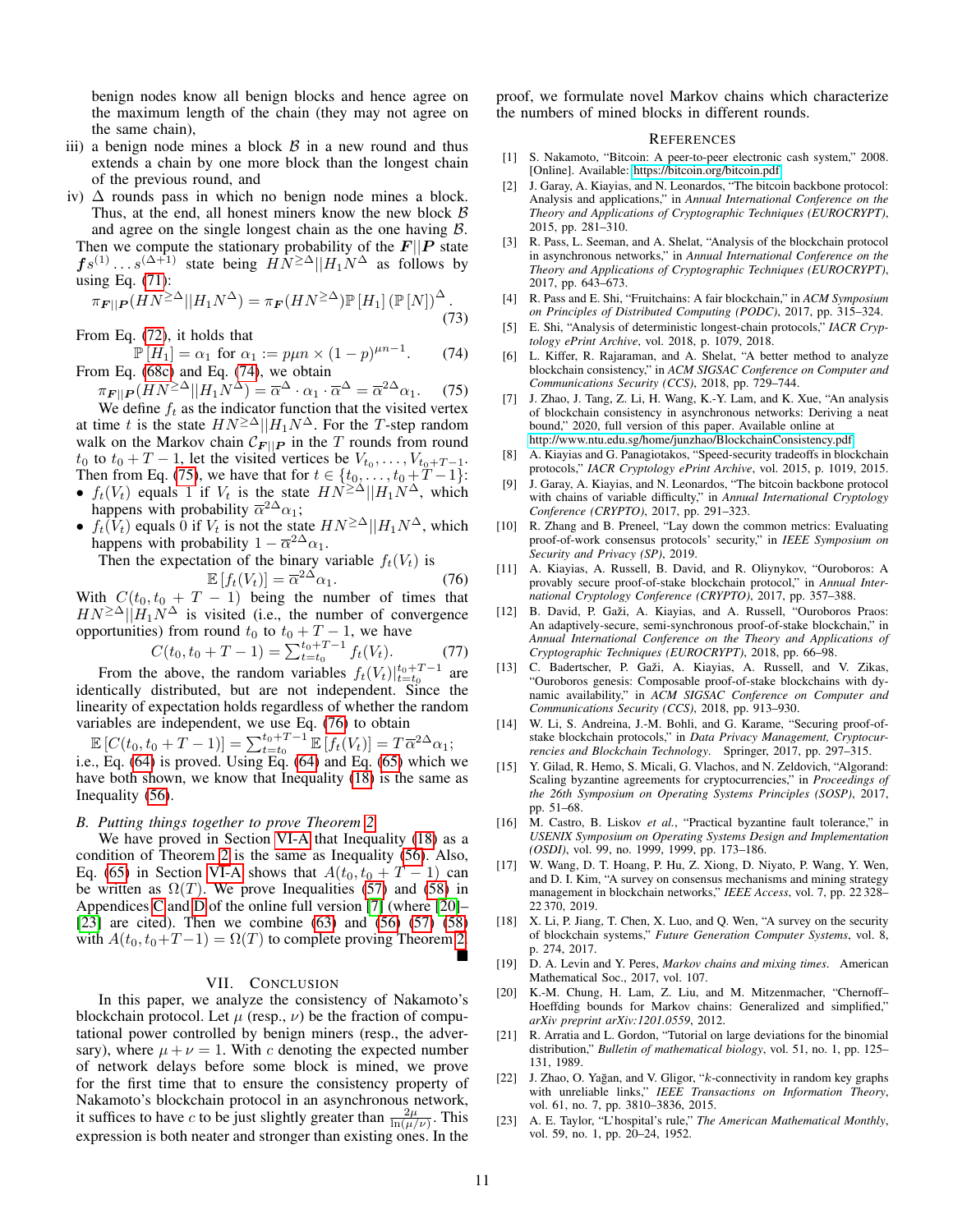benign nodes know all benign blocks and hence agree on the maximum length of the chain (they may not agree on the same chain),

iii) a benign node mines a block $\mathcal{B}$ in a new round and thus extends a chain by one more block than the longest chain of the previous round, and

iv) $\Delta$ rounds pass in which no benign node mines a block. Thus, at the end, all honest miners know the new block $\mathcal{B}$ and agree on the single longest chain as the one having $\mathcal{B}$.

Then we compute the stationary probability of the $\boldsymbol{F}||\boldsymbol{P}$ state $\boldsymbol{f}s^{(1)}\dots s^{(\Delta+1)}$ state being $HN^{\geq\Delta}||H_1N^{\Delta}$ as follows by using Eq. (71):

$$\pi_{\boldsymbol{F}||\boldsymbol{P}}(HN^{\geq\Delta}||H_1N^{\Delta}) = \pi_{\boldsymbol{F}}(HN^{\geq\Delta})\mathbb{P}\left[H_1\right](\mathbb{P}\left[N\right])^{\Delta}. \tag{73}$$

From Eq. (72), it holds that

$$\mathbb{P}\left[H_1\right] = \alpha_1 \text{ for } \alpha_1 := p\mu n \times (1-p)^{\mu n - 1}. \tag{74}$$

From Eq. (68c) and Eq. (74), we obtain

$$\pi_{\boldsymbol{F}||\boldsymbol{P}}(HN^{\geq\Delta}||H_1N^{\Delta}) = \overline{\alpha}^{\Delta}\cdot\alpha_1\cdot\overline{\alpha}^{\Delta} = \overline{\alpha}^{2\Delta}\alpha_1. \tag{75}$$

We define $f_t$ as the indicator function that the visited vertex at time $t$ is the state $HN^{\geq\Delta}||H_1N^{\Delta}$. For the $T$-step random walk on the Markov chain $\mathcal{C}_{\boldsymbol{F}||\boldsymbol{P}}$ in the $T$ rounds from round $t_0$ to $t_0+T-1$, let the visited vertices be $V_{t_0},\dots,V_{t_0+T-1}$. Then from Eq. (75), we have that for $t\in\{t_0,\dots,t_0+T-1\}$:

- $f_t(V_t)$ equals 1 if $V_t$ is the state $HN^{\geq\Delta}||H_1N^{\Delta}$, which happens with probability $\overline{\alpha}^{2\Delta}\alpha_1$;
- $f_t(V_t)$ equals 0 if $V_t$ is not the state $HN^{\geq\Delta}||H_1N^{\Delta}$, which happens with probability $1-\overline{\alpha}^{2\Delta}\alpha_1$.

Then the expectation of the binary variable $f_t(V_t)$ is

$$\mathbb{E}\left[f_t(V_t)\right] = \overline{\alpha}^{2\Delta}\alpha_1. \tag{76}$$

With $C(t_0, t_0+T-1)$ being the number of times that $HN^{\geq\Delta}||H_1N^{\Delta}$ is visited (i.e., the number of convergence opportunities) from round $t_0$ to $t_0+T-1$, we have

$$C(t_0, t_0+T-1) = \textstyle\sum_{t=t_0}^{t_0+T-1} f_t(V_t). \tag{77}$$

From the above, the random variables $f_t(V_t)|_{t=t_0}^{t_0+T-1}$ are identically distributed, but are not independent. Since the linearity of expectation holds regardless of whether the random variables are independent, we use Eq. (76) to obtain

$\mathbb{E}\left[C(t_0, t_0+T-1)\right] = \sum_{t=t_0}^{t_0+T-1}\mathbb{E}\left[f_t(V_t)\right] = T\overline{\alpha}^{2\Delta}\alpha_1$;

i.e., Eq. (64) is proved. Using Eq. (64) and Eq. (65) which we have both shown, we know that Inequality (18) is the same as Inequality (56).

### B. Putting things together to prove Theorem 2

We have proved in Section VI-A that Inequality (18) as a condition of Theorem 2 is the same as Inequality (56). Also, Eq. (65) in Section VI-A shows that $A(t_0, t_0+T-1)$ can be written as $\Omega(T)$. We prove Inequalities (57) and (58) in Appendices C and D of the online full version [7] (where [20]–[23] are cited). Then we combine (63) and (56) (57) (58) with $A(t_0, t_0+T-1) = \Omega(T)$ to complete proving Theorem 2. ■

## VII. Conclusion

In this paper, we analyze the consistency of Nakamoto's blockchain protocol. Let $\mu$ (resp., $\nu$) be the fraction of computational power controlled by benign miners (resp., the adversary), where $\mu+\nu=1$. With $c$ denoting the expected number of network delays before some block is mined, we prove for the first time that to ensure the consistency property of Nakamoto's blockchain protocol in an asynchronous network, it suffices to have $c$ to be just slightly greater than $\frac{2\mu}{\ln(\mu/\nu)}$. This expression is both neater and stronger than existing ones. In the proof, we formulate novel Markov chains which characterize the numbers of mined blocks in different rounds.

## References

[1] S. Nakamoto, "Bitcoin: A peer-to-peer electronic cash system," 2008. [Online]. Available: https://bitcoin.org/bitcoin.pdf

[2] J. Garay, A. Kiayias, and N. Leonardos, "The bitcoin backbone protocol: Analysis and applications," in *Annual International Conference on the Theory and Applications of Cryptographic Techniques (EUROCRYPT)*, 2015, pp. 281–310.

[3] R. Pass, L. Seeman, and A. Shelat, "Analysis of the blockchain protocol in asynchronous networks," in *Annual International Conference on the Theory and Applications of Cryptographic Techniques (EUROCRYPT)*, 2017, pp. 643–673.

[4] R. Pass and E. Shi, "Fruitchains: A fair blockchain," in *ACM Symposium on Principles of Distributed Computing (PODC)*, 2017, pp. 315–324.

[5] E. Shi, "Analysis of deterministic longest-chain protocols," *IACR Cryptology ePrint Archive*, vol. 2018, p. 1079, 2018.

[6] L. Kiffer, R. Rajaraman, and A. Shelat, "A better method to analyze blockchain consistency," in *ACM SIGSAC Conference on Computer and Communications Security (CCS)*, 2018, pp. 729–744.

[7] J. Zhao, J. Tang, Z. Li, H. Wang, K.-Y. Lam, and K. Xue, "An analysis of blockchain consistency in asynchronous networks: Deriving a neat bound," 2020, full version of this paper. Available online at http://www.ntu.edu.sg/home/junzhao/BlockchainConsistency.pdf

[8] A. Kiayias and G. Panagiotakos, "Speed-security tradeoffs in blockchain protocols," *IACR Cryptology ePrint Archive*, vol. 2015, p. 1019, 2015.

[9] J. Garay, A. Kiayias, and N. Leonardos, "The bitcoin backbone protocol with chains of variable difficulty," in *Annual International Cryptology Conference (CRYPTO)*, 2017, pp. 291–323.

[10] R. Zhang and B. Preneel, "Lay down the common metrics: Evaluating proof-of-work consensus protocols' security," in *IEEE Symposium on Security and Privacy (SP)*, 2019.

[11] A. Kiayias, A. Russell, B. David, and R. Oliynykov, "Ouroboros: A provably secure proof-of-stake blockchain protocol," in *Annual International Cryptology Conference (CRYPTO)*, 2017, pp. 357–388.

[12] B. David, P. Gaži, A. Kiayias, and A. Russell, "Ouroboros Praos: An adaptively-secure, semi-synchronous proof-of-stake blockchain," in *Annual International Conference on the Theory and Applications of Cryptographic Techniques (EUROCRYPT)*, 2018, pp. 66–98.

[13] C. Badertscher, P. Gaži, A. Kiayias, A. Russell, and V. Zikas, "Ouroboros genesis: Composable proof-of-stake blockchains with dynamic availability," in *ACM SIGSAC Conference on Computer and Communications Security (CCS)*, 2018, pp. 913–930.

[14] W. Li, S. Andreina, J.-M. Bohli, and G. Karame, "Securing proof-of-stake blockchain protocols," in *Data Privacy Management, Cryptocurrencies and Blockchain Technology*. Springer, 2017, pp. 297–315.

[15] Y. Gilad, R. Hemo, S. Micali, G. Vlachos, and N. Zeldovich, "Algorand: Scaling byzantine agreements for cryptocurrencies," in *Proceedings of the 26th Symposium on Operating Systems Principles (SOSP)*, 2017, pp. 51–68.

[16] M. Castro, B. Liskov *et al.*, "Practical byzantine fault tolerance," in *USENIX Symposium on Operating Systems Design and Implementation (OSDI)*, vol. 99, no. 1999, 1999, pp. 173–186.

[17] W. Wang, D. T. Hoang, P. Hu, Z. Xiong, D. Niyato, P. Wang, Y. Wen, and D. I. Kim, "A survey on consensus mechanisms and mining strategy management in blockchain networks," *IEEE Access*, vol. 7, pp. 22 328–22 370, 2019.

[18] X. Li, P. Jiang, T. Chen, X. Luo, and Q. Wen, "A survey on the security of blockchain systems," *Future Generation Computer Systems*, vol. 8, p. 274, 2017.

[19] D. A. Levin and Y. Peres, *Markov chains and mixing times*. American Mathematical Soc., 2017, vol. 107.

[20] K.-M. Chung, H. Lam, Z. Liu, and M. Mitzenmacher, "Chernoff–Hoeffding bounds for Markov chains: Generalized and simplified," *arXiv preprint arXiv:1201.0559*, 2012.

[21] R. Arratia and L. Gordon, "Tutorial on large deviations for the binomial distribution," *Bulletin of mathematical biology*, vol. 51, no. 1, pp. 125–131, 1989.

[22] J. Zhao, O. Yağan, and V. Gligor, "$k$-connectivity in random key graphs with unreliable links," *IEEE Transactions on Information Theory*, vol. 61, no. 7, pp. 3810–3836, 2015.

[23] A. E. Taylor, "L'hospital's rule," *The American Mathematical Monthly*, vol. 59, no. 1, pp. 20–24, 1952.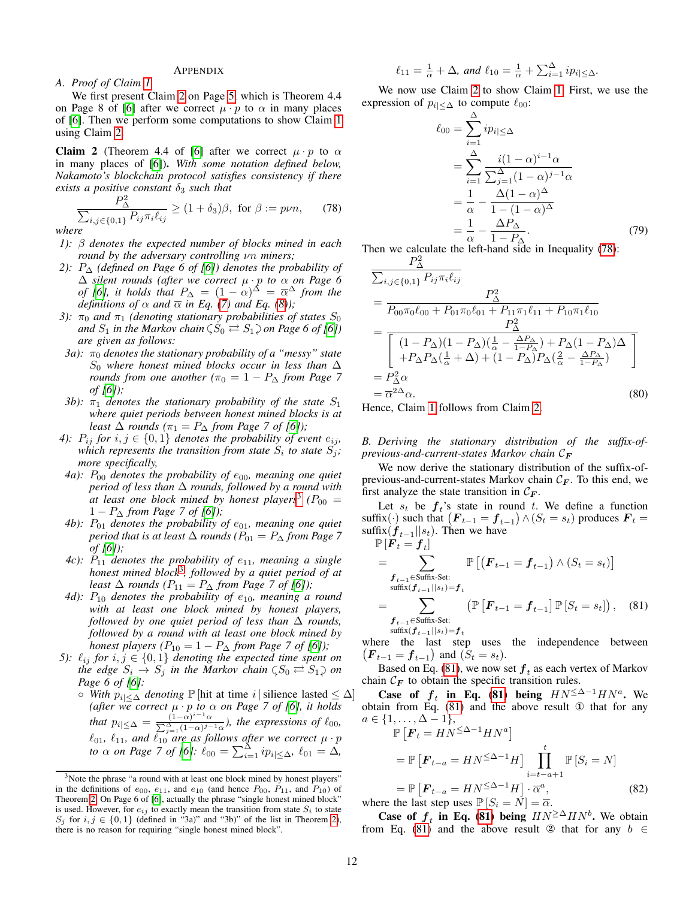# APPENDIX

## A. Proof of Claim 1

We first present Claim 2 on Page 5, which is Theorem 4.4 on Page 8 of [6] after we correct $\mu \cdot p$ to $\alpha$ in many places of [6]. Then we perform some computations to show Claim 1 using Claim 2.

**Claim 2** (Theorem 4.4 of [6] after we correct $\mu \cdot p$ to $\alpha$ in many places of [6]). *With some notation defined below, Nakamoto's blockchain protocol satisfies consistency if there exists a positive constant $\delta_3$ such that*

$$\frac{P_\Delta^2}{\sum_{i,j \in \{0,1\}} P_{ij}\pi_i\ell_{ij}} \geq (1+\delta_3)\beta, \text{ for } \beta := p\nu n, \tag{78}$$

*where*

- *1): $\beta$ denotes the expected number of blocks mined in each round by the adversary controlling $\nu n$ miners;*
- *2): $P_\Delta$ (defined on Page 6 of [6]) denotes the probability of $\Delta$ silent rounds (after we correct $\mu \cdot p$ to $\alpha$ on Page 6 of [6], it holds that $P_\Delta = (1-\alpha)^\Delta = \overline{\alpha}^\Delta$ from the definitions of $\alpha$ and $\overline{\alpha}$ in Eq. (7) and Eq. (8));*
- *3): $\pi_0$ and $\pi_1$ (denoting stationary probabilities of states $S_0$ and $S_1$ in the Markov chain $\circlearrowleft S_0 \rightleftarrows S_1 \circlearrowright$ on Page 6 of [6]) are given as follows:*
  - *3a): $\pi_0$ denotes the stationary probability of a "messy" state $S_0$ where honest mined blocks occur in less than $\Delta$ rounds from one another ($\pi_0 = 1 - P_\Delta$ from Page 7 of [6]);*
  - *3b): $\pi_1$ denotes the stationary probability of the state $S_1$ where quiet periods between honest mined blocks is at least $\Delta$ rounds ($\pi_1 = P_\Delta$ from Page 7 of [6]);*
- *4): $P_{ij}$ for $i, j \in \{0,1\}$ denotes the probability of event $e_{ij}$, which represents the transition from state $S_i$ to state $S_j$; more specifically,*
  - *4a): $P_{00}$ denotes the probability of $e_{00}$, meaning one quiet period of less than $\Delta$ rounds, followed by a round with at least one block mined by honest players[3] ($P_{00} = 1 - P_\Delta$ from Page 7 of [6]);*
  - *4b): $P_{01}$ denotes the probability of $e_{01}$, meaning one quiet period that is at least $\Delta$ rounds ($P_{01} = P_\Delta$ from Page 7 of [6]);*
  - *4c): $P_{11}$ denotes the probability of $e_{11}$, meaning a single honest mined block[3], followed by a quiet period of at least $\Delta$ rounds ($P_{11} = P_\Delta$ from Page 7 of [6]);*
  - *4d): $P_{10}$ denotes the probability of $e_{10}$, meaning a round with at least one block mined by honest players, followed by one quiet period of less than $\Delta$ rounds, followed by a round with at least one block mined by honest players ($P_{10} = 1 - P_\Delta$ from Page 7 of [6]);*
- *5): $\ell_{ij}$ for $i, j \in \{0,1\}$ denoting the expected time spent on the edge $S_i \to S_j$ in the Markov chain $\circlearrowleft S_0 \rightleftarrows S_1 \circlearrowright$ on Page 6 of [6]:*
  - *With $p_{i|\leq\Delta}$ denoting $\mathbb{P}[\text{hit at time } i \,|\, \text{silience lasted} \leq \Delta]$ (after we correct $\mu \cdot p$ to $\alpha$ on Page 7 of [6], it holds that $p_{i|\leq\Delta} = \frac{(1-\alpha)^{i-1}\alpha}{\sum_{j=1}^{\Delta}(1-\alpha)^{j-1}\alpha}$), the expressions of $\ell_{00}$, $\ell_{01}$, $\ell_{11}$, and $\ell_{10}$ are as follows after we correct $\mu \cdot p$ to $\alpha$ on Page 7 of [6]: $\ell_{00} = \sum_{i=1}^{\Delta} ip_{i|\leq\Delta}$, $\ell_{01} = \Delta$, $\ell_{11} = \frac{1}{\alpha} + \Delta$, and $\ell_{10} = \frac{1}{\alpha} + \sum_{i=1}^{\Delta} ip_{i|\leq\Delta}$.*

We now use Claim 2 to show Claim 1. First, we use the expression of $p_{i|\leq\Delta}$ to compute $\ell_{00}$:

$$\begin{aligned}
\ell_{00} &= \sum_{i=1}^{\Delta} ip_{i|\leq\Delta} \\
&= \sum_{i=1}^{\Delta} \frac{i(1-\alpha)^{i-1}\alpha}{\sum_{j=1}^{\Delta}(1-\alpha)^{j-1}\alpha} \\
&= \frac{1}{\alpha} - \frac{\Delta(1-\alpha)^\Delta}{1-(1-\alpha)^\Delta} \\
&= \frac{1}{\alpha} - \frac{\Delta P_\Delta}{1-P_\Delta}.
\end{aligned} \tag{79}$$

Then we calculate the left-hand side in Inequality (78):

$$\begin{aligned}
&\frac{P_\Delta^2}{\sum_{i,j \in \{0,1\}} P_{ij}\pi_i\ell_{ij}} \\
&= \frac{P_\Delta^2}{P_{00}\pi_0\ell_{00} + P_{01}\pi_0\ell_{01} + P_{11}\pi_1\ell_{11} + P_{10}\pi_1\ell_{10}} \\
&= \frac{P_\Delta^2}{\left[\begin{array}{c} (1-P_\Delta)(1-P_\Delta)(\frac{1}{\alpha} - \frac{\Delta P_\Delta}{1-P_\Delta}) + P_\Delta(1-P_\Delta)\Delta \\ +P_\Delta P_\Delta(\frac{1}{\alpha}+\Delta) + (1-P_\Delta)P_\Delta(\frac{2}{\alpha} - \frac{\Delta P_\Delta}{1-P_\Delta}) \end{array}\right]} \\
&= P_\Delta^2\alpha \\
&= \overline{\alpha}^{2\Delta}\alpha.
\end{aligned} \tag{80}$$

Hence, Claim 1 follows from Claim 2.

## B. Deriving the stationary distribution of the suffix-of-previous-and-current-states Markov chain $\mathcal{C}_{\boldsymbol{F}}$

We now derive the stationary distribution of the suffix-of-previous-and-current-states Markov chain $\mathcal{C}_{\boldsymbol{F}}$. To this end, we first analyze the state transition in $\mathcal{C}_{\boldsymbol{F}}$.

Let $s_t$ be $\boldsymbol{f}_t$'s state in round $t$. We define a function suffix$(\cdot)$ such that $(\boldsymbol{F}_{t-1} = \boldsymbol{f}_{t-1}) \wedge (S_t = s_t)$ produces $\boldsymbol{F}_t = \text{suffix}(\boldsymbol{f}_{t-1} || s_t)$. Then we have

$$\begin{aligned}
&\mathbb{P}[\boldsymbol{F}_t = \boldsymbol{f}_t] \\
&= \sum_{\substack{\boldsymbol{f}_{t-1} \in \text{Suffix-Set:} \\ \text{suffix}(\boldsymbol{f}_{t-1}||s_t) = \boldsymbol{f}_t}} \mathbb{P}\left[(\boldsymbol{F}_{t-1} = \boldsymbol{f}_{t-1}) \wedge (S_t = s_t)\right] \\
&= \sum_{\substack{\boldsymbol{f}_{t-1} \in \text{Suffix-Set:} \\ \text{suffix}(\boldsymbol{f}_{t-1}||s_t) = \boldsymbol{f}_t}} \left(\mathbb{P}[\boldsymbol{F}_{t-1} = \boldsymbol{f}_{t-1}]\, \mathbb{P}[S_t = s_t]\right),
\end{aligned} \tag{81}$$

where the last step uses the independence between $(\boldsymbol{F}_{t-1} = \boldsymbol{f}_{t-1})$ and $(S_t = s_t)$.

Based on Eq. (81), we now set $\boldsymbol{f}_t$ as each vertex of Markov chain $\mathcal{C}_{\boldsymbol{F}}$ to obtain the specific transition rules.

**Case of $\boldsymbol{f}_t$ in Eq. (81) being $HN^{\leq\Delta-1}HN^a$.** We obtain from Eq. (81) and the above result ① that for any $a \in \{1, \ldots, \Delta-1\}$,

$$\begin{aligned}
&\mathbb{P}\left[\boldsymbol{F}_t = HN^{\leq\Delta-1}HN^a\right] \\
&= \mathbb{P}\left[\boldsymbol{F}_{t-a} = HN^{\leq\Delta-1}H\right] \prod_{i=t-a+1}^{t} \mathbb{P}[S_i = N] \\
&= \mathbb{P}\left[\boldsymbol{F}_{t-a} = HN^{\leq\Delta-1}H\right] \cdot \overline{\alpha}^a,
\end{aligned} \tag{82}$$

where the last step uses $\mathbb{P}[S_i = N] = \overline{\alpha}$.

**Case of $\boldsymbol{f}_t$ in Eq. (81) being $HN^{\geq\Delta}HN^b$.** We obtain from Eq. (81) and the above result ② that for any $b \in$

---

[3] Note the phrase "a round with at least one block mined by honest players" in the definitions of $e_{00}$, $e_{11}$, and $e_{10}$ (and hence $P_{00}$, $P_{11}$, and $P_{10}$) of Theorem 2. On Page 6 of [6], actually the phrase "single honest mined block" is used. However, for $e_{ij}$ to exactly mean the transition from state $S_i$ to state $S_j$ for $i, j \in \{0,1\}$ (defined in "3a)" and "3b)" of the list in Theorem 2), there is no reason for requiring "single honest mined block".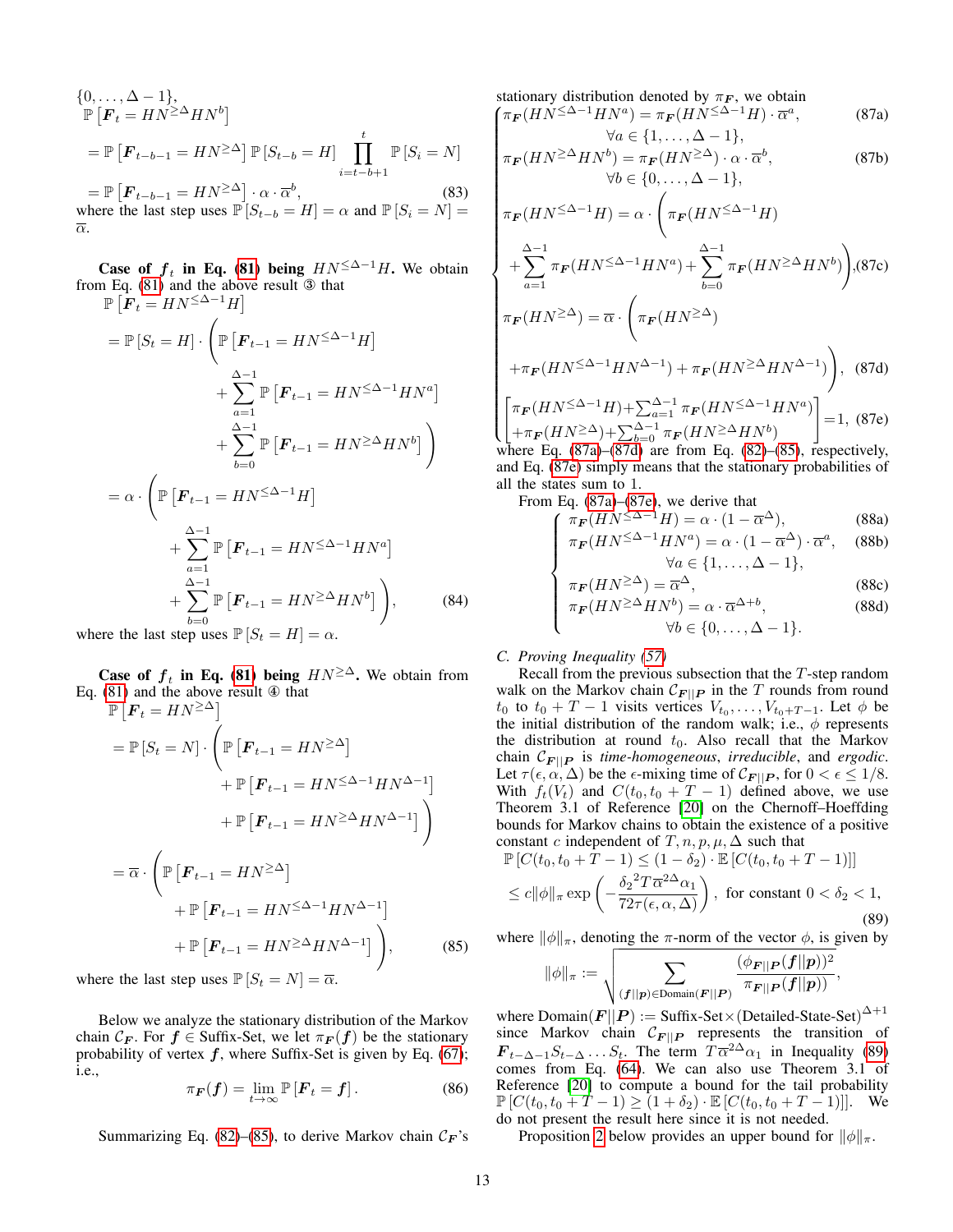$\{0, \ldots, \Delta-1\}$,

$$
\begin{aligned}
&\mathbb{P}\left[\boldsymbol{F}_t = HN^{\geq\Delta}HN^b\right] \\
&= \mathbb{P}\left[\boldsymbol{F}_{t-b-1} = HN^{\geq\Delta}\right]\mathbb{P}\left[S_{t-b} = H\right]\prod_{i=t-b+1}^{t}\mathbb{P}\left[S_i = N\right] \\
&= \mathbb{P}\left[\boldsymbol{F}_{t-b-1} = HN^{\geq\Delta}\right]\cdot\alpha\cdot\overline{\alpha}^b, \qquad (83)
\end{aligned}
$$

where the last step uses $\mathbb{P}[S_{t-b} = H] = \alpha$ and $\mathbb{P}[S_i = N] = \overline{\alpha}$.

**Case of $\boldsymbol{f}_t$ in Eq. (81) being $HN^{\leq\Delta-1}H$.** We obtain from Eq. (81) and the above result ③ that

$$
\begin{aligned}
&\mathbb{P}\left[\boldsymbol{F}_t = HN^{\leq\Delta-1}H\right] \\
&= \mathbb{P}\left[S_t = H\right]\cdot\Bigg(\mathbb{P}\left[\boldsymbol{F}_{t-1} = HN^{\leq\Delta-1}H\right] \\
&\qquad + \sum_{a=1}^{\Delta-1}\mathbb{P}\left[\boldsymbol{F}_{t-1} = HN^{\leq\Delta-1}HN^a\right] \\
&\qquad + \sum_{b=0}^{\Delta-1}\mathbb{P}\left[\boldsymbol{F}_{t-1} = HN^{\geq\Delta}HN^b\right]\Bigg) \\
&= \alpha\cdot\Bigg(\mathbb{P}\left[\boldsymbol{F}_{t-1} = HN^{\leq\Delta-1}H\right] \\
&\qquad + \sum_{a=1}^{\Delta-1}\mathbb{P}\left[\boldsymbol{F}_{t-1} = HN^{\leq\Delta-1}HN^a\right] \\
&\qquad + \sum_{b=0}^{\Delta-1}\mathbb{P}\left[\boldsymbol{F}_{t-1} = HN^{\geq\Delta}HN^b\right]\Bigg), \qquad (84)
\end{aligned}
$$

where the last step uses $\mathbb{P}[S_t = H] = \alpha$.

**Case of $\boldsymbol{f}_t$ in Eq. (81) being $HN^{\geq\Delta}$.** We obtain from Eq. (81) and the above result ④ that

$$
\begin{aligned}
&\mathbb{P}\left[\boldsymbol{F}_t = HN^{\geq\Delta}\right] \\
&= \mathbb{P}\left[S_t = N\right]\cdot\Bigg(\mathbb{P}\left[\boldsymbol{F}_{t-1} = HN^{\geq\Delta}\right] \\
&\qquad + \mathbb{P}\left[\boldsymbol{F}_{t-1} = HN^{\leq\Delta-1}HN^{\Delta-1}\right] \\
&\qquad + \mathbb{P}\left[\boldsymbol{F}_{t-1} = HN^{\geq\Delta}HN^{\Delta-1}\right]\Bigg) \\
&= \overline{\alpha}\cdot\Bigg(\mathbb{P}\left[\boldsymbol{F}_{t-1} = HN^{\geq\Delta}\right] \\
&\qquad + \mathbb{P}\left[\boldsymbol{F}_{t-1} = HN^{\leq\Delta-1}HN^{\Delta-1}\right] \\
&\qquad + \mathbb{P}\left[\boldsymbol{F}_{t-1} = HN^{\geq\Delta}HN^{\Delta-1}\right]\Bigg), \qquad (85)
\end{aligned}
$$

where the last step uses $\mathbb{P}[S_t = N] = \overline{\alpha}$.

Below we analyze the stationary distribution of the Markov chain $\mathcal{C}_{\boldsymbol{F}}$. For $\boldsymbol{f} \in$ Suffix-Set, we let $\pi_{\boldsymbol{F}}(\boldsymbol{f})$ be the stationary probability of vertex $\boldsymbol{f}$, where Suffix-Set is given by Eq. (67); i.e.,

$$
\pi_{\boldsymbol{F}}(\boldsymbol{f}) = \lim_{t\to\infty}\mathbb{P}\left[\boldsymbol{F}_t = \boldsymbol{f}\right]. \qquad (86)
$$

Summarizing Eq. (82)–(85), to derive Markov chain $\mathcal{C}_{\boldsymbol{F}}$'s stationary distribution denoted by $\pi_{\boldsymbol{F}}$, we obtain

$$
\begin{cases}
\pi_{\boldsymbol{F}}(HN^{\leq\Delta-1}HN^a) = \pi_{\boldsymbol{F}}(HN^{\leq\Delta-1}H)\cdot\overline{\alpha}^a, & (87a)\\
\qquad\forall a\in\{1,\ldots,\Delta-1\}, \\
\pi_{\boldsymbol{F}}(HN^{\geq\Delta}HN^b) = \pi_{\boldsymbol{F}}(HN^{\geq\Delta})\cdot\alpha\cdot\overline{\alpha}^b, & (87b)\\
\qquad\forall b\in\{0,\ldots,\Delta-1\}, \\
\pi_{\boldsymbol{F}}(HN^{\leq\Delta-1}H) = \alpha\cdot\Big(\pi_{\boldsymbol{F}}(HN^{\leq\Delta-1}H) \\
\quad +\sum_{a=1}^{\Delta-1}\pi_{\boldsymbol{F}}(HN^{\leq\Delta-1}HN^a) + \sum_{b=0}^{\Delta-1}\pi_{\boldsymbol{F}}(HN^{\geq\Delta}HN^b)\Big), & (87c)\\
\pi_{\boldsymbol{F}}(HN^{\geq\Delta}) = \overline{\alpha}\cdot\Big(\pi_{\boldsymbol{F}}(HN^{\geq\Delta}) \\
\quad +\pi_{\boldsymbol{F}}(HN^{\leq\Delta-1}HN^{\Delta-1}) + \pi_{\boldsymbol{F}}(HN^{\geq\Delta}HN^{\Delta-1})\Big), & (87d)\\
\begin{bmatrix}\pi_{\boldsymbol{F}}(HN^{\leq\Delta-1}H)+\sum_{a=1}^{\Delta-1}\pi_{\boldsymbol{F}}(HN^{\leq\Delta-1}HN^a)\\ +\pi_{\boldsymbol{F}}(HN^{\geq\Delta})+\sum_{b=0}^{\Delta-1}\pi_{\boldsymbol{F}}(HN^{\geq\Delta}HN^b)\end{bmatrix} = 1, & (87e)
\end{cases}
$$

where Eq. (87a)–(87d) are from Eq. (82)–(85), respectively, and Eq. (87e) simply means that the stationary probabilities of all the states sum to 1.

From Eq. (87a)–(87e), we derive that

$$
\begin{cases}
\pi_{\boldsymbol{F}}(HN^{\leq\Delta-1}H) = \alpha\cdot(1-\overline{\alpha}^{\Delta}), & (88a)\\
\pi_{\boldsymbol{F}}(HN^{\leq\Delta-1}HN^a) = \alpha\cdot(1-\overline{\alpha}^{\Delta})\cdot\overline{\alpha}^a, & (88b)\\
\qquad\forall a\in\{1,\ldots,\Delta-1\}, \\
\pi_{\boldsymbol{F}}(HN^{\geq\Delta}) = \overline{\alpha}^{\Delta}, & (88c)\\
\pi_{\boldsymbol{F}}(HN^{\geq\Delta}HN^b) = \alpha\cdot\overline{\alpha}^{\Delta+b}, & (88d)\\
\qquad\forall b\in\{0,\ldots,\Delta-1\}.
\end{cases}
$$

### C. Proving Inequality (57)

Recall from the previous subsection that the $T$-step random walk on the Markov chain $\mathcal{C}_{\boldsymbol{F}||\boldsymbol{P}}$ in the $T$ rounds from round $t_0$ to $t_0+T-1$ visits vertices $V_{t_0}, \ldots, V_{t_0+T-1}$. Let $\phi$ be the initial distribution of the random walk; i.e., $\phi$ represents the distribution at round $t_0$. Also recall that the Markov chain $\mathcal{C}_{\boldsymbol{F}||\boldsymbol{P}}$ is *time-homogeneous*, *irreducible*, and *ergodic*. Let $\tau(\epsilon,\alpha,\Delta)$ be the $\epsilon$-mixing time of $\mathcal{C}_{\boldsymbol{F}||\boldsymbol{P}}$, for $0<\epsilon\leq 1/8$. With $f_t(V_t)$ and $C(t_0, t_0+T-1)$ defined above, we use Theorem 3.1 of Reference [20] on the Chernoff–Hoeffding bounds for Markov chains to obtain the existence of a positive constant $c$ independent of $T, n, p, \mu, \Delta$ such that

$$
\begin{aligned}
&\mathbb{P}\left[C(t_0,t_0+T-1)\leq(1-\delta_2)\cdot\mathbb{E}\left[C(t_0,t_0+T-1)\right]\right] \\
&\leq c\|\phi\|_{\pi}\exp\left(-\frac{{\delta_2}^2 T\overline{\alpha}^{2\Delta}\alpha_1}{72\tau(\epsilon,\alpha,\Delta)}\right),\ \text{for constant } 0<\delta_2<1, \qquad (89)
\end{aligned}
$$

where $\|\phi\|_{\pi}$, denoting the $\pi$-norm of the vector $\phi$, is given by

$$
\|\phi\|_{\pi} := \sqrt{\sum_{(\boldsymbol{f}||\boldsymbol{p})\in\text{Domain}(\boldsymbol{F}||\boldsymbol{P})}\frac{(\phi_{\boldsymbol{F}||\boldsymbol{P}}(\boldsymbol{f}||\boldsymbol{p}))^2}{\pi_{\boldsymbol{F}||\boldsymbol{P}}(\boldsymbol{f}||\boldsymbol{p}))}},
$$

where $\text{Domain}(\boldsymbol{F}||\boldsymbol{P}) := \text{Suffix-Set}\times(\text{Detailed-State-Set})^{\Delta+1}$ since Markov chain $\mathcal{C}_{\boldsymbol{F}||\boldsymbol{P}}$ represents the transition of $\boldsymbol{F}_{t-\Delta-1}S_{t-\Delta}\ldots S_t$. The term $T\overline{\alpha}^{2\Delta}\alpha_1$ in Inequality (89) comes from Eq. (64). We can also use Theorem 3.1 of Reference [20] to compute a bound for the tail probability $\mathbb{P}\left[C(t_0,t_0+T-1)\geq(1+\delta_2)\cdot\mathbb{E}\left[C(t_0,t_0+T-1)\right]\right]$. We do not present the result here since it is not needed.

Proposition 2 below provides an upper bound for $\|\phi\|_{\pi}$.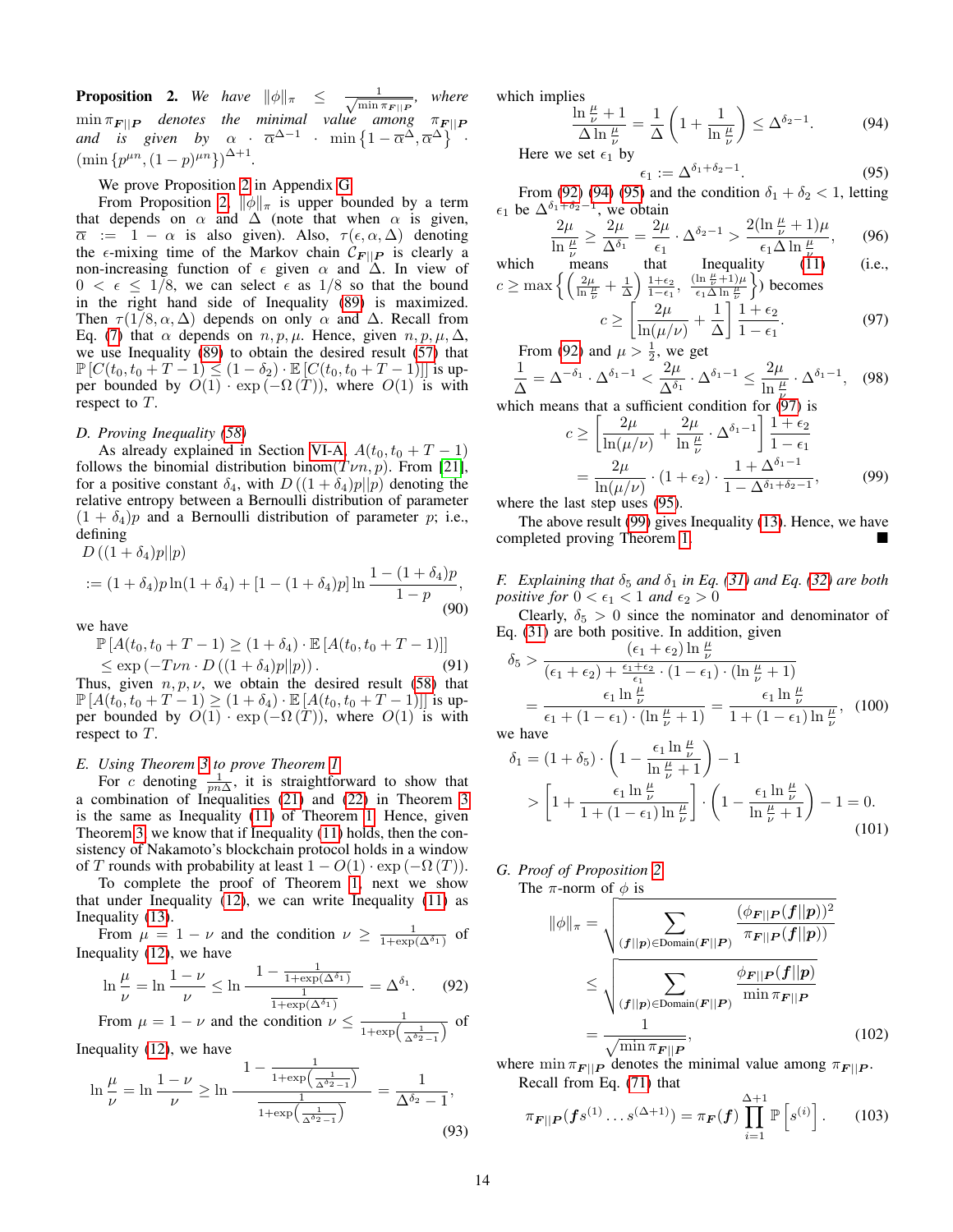**Proposition 2.** *We have $\|\phi\|_\pi \leq \frac{1}{\sqrt{\min \pi_{\boldsymbol{F}||\boldsymbol{P}}}}$, where $\min \pi_{\boldsymbol{F}||\boldsymbol{P}}$ denotes the minimal value among $\pi_{\boldsymbol{F}||\boldsymbol{P}}$ and is given by $\alpha \cdot \overline{\alpha}^{\Delta-1} \cdot \min\left\{1-\overline{\alpha}^{\Delta}, \overline{\alpha}^{\Delta}\right\} \cdot (\min\{p^{\mu n}, (1-p)^{\mu n}\})^{\Delta+1}$.*

We prove Proposition 2 in Appendix G.

From Proposition 2, $\|\phi\|_\pi$ is upper bounded by a term that depends on $\alpha$ and $\Delta$ (note that when $\alpha$ is given, $\overline{\alpha} := 1-\alpha$ is also given). Also, $\tau(\epsilon, \alpha, \Delta)$ denoting the $\epsilon$-mixing time of the Markov chain $\mathcal{C}_{\boldsymbol{F}||\boldsymbol{P}}$ is clearly a non-increasing function of $\epsilon$ given $\alpha$ and $\Delta$. In view of $0 < \epsilon \leq 1/8$, we can select $\epsilon$ as $1/8$ so that the bound in the right hand side of Inequality (89) is maximized. Then $\tau(1/8, \alpha, \Delta)$ depends on only $\alpha$ and $\Delta$. Recall from Eq. (7) that $\alpha$ depends on $n, p, \mu$. Hence, given $n, p, \mu, \Delta$, we use Inequality (89) to obtain the desired result (57) that $\mathbb{P}\left[C(t_0, t_0+T-1) \leq (1-\delta_2) \cdot \mathbb{E}\left[C(t_0, t_0+T-1)\right]\right]$ is upper bounded by $O(1) \cdot \exp\left(-\Omega\left(T\right)\right)$, where $O(1)$ is with respect to $T$.

### D. Proving Inequality (58)

As already explained in Section VI-A, $A(t_0, t_0+T-1)$ follows the binomial distribution binom$(T\nu n, p)$. From [21], for a positive constant $\delta_4$, with $D\left((1+\delta_4)p||p\right)$ denoting the relative entropy between a Bernoulli distribution of parameter $(1+\delta_4)p$ and a Bernoulli distribution of parameter $p$; i.e., defining

$$D\left((1+\delta_4)p||p\right)$$
$$:= (1+\delta_4)p\ln(1+\delta_4) + \left[1-(1+\delta_4)p\right]\ln\frac{1-(1+\delta_4)p}{1-p}, \tag{90}$$

we have

$$\begin{aligned}&\mathbb{P}\left[A(t_0, t_0+T-1) \geq (1+\delta_4)\cdot\mathbb{E}\left[A(t_0, t_0+T-1)\right]\right] \\ &\quad \leq \exp\left(-T\nu n \cdot D\left((1+\delta_4)p||p\right)\right).\end{aligned} \tag{91}$$

Thus, given $n, p, \nu$, we obtain the desired result (58) that $\mathbb{P}\left[A(t_0, t_0+T-1) \geq (1+\delta_4)\cdot\mathbb{E}\left[A(t_0, t_0+T-1)\right]\right]$ is upper bounded by $O(1)\cdot\exp\left(-\Omega\left(T\right)\right)$, where $O(1)$ is with respect to $T$.

### E. Using Theorem 3 to prove Theorem 1

For $c$ denoting $\frac{1}{pn\Delta}$, it is straightforward to show that a combination of Inequalities (21) and (22) in Theorem 3 is the same as Inequality (11) of Theorem 1. Hence, given Theorem 3, we know that if Inequality (11) holds, then the consistency of Nakamoto's blockchain protocol holds in a window of $T$ rounds with probability at least $1 - O(1)\cdot\exp\left(-\Omega\left(T\right)\right)$.

To complete the proof of Theorem 1, next we show that under Inequality (12), we can write Inequality (11) as Inequality (13).

From $\mu = 1-\nu$ and the condition $\nu \geq \frac{1}{1+\exp(\Delta^{\delta_1})}$ of Inequality (12), we have

$$\ln\frac{\mu}{\nu} = \ln\frac{1-\nu}{\nu} \leq \ln\frac{1-\frac{1}{1+\exp(\Delta^{\delta_1})}}{\frac{1}{1+\exp(\Delta^{\delta_1})}} = \Delta^{\delta_1}. \tag{92}$$

From $\mu = 1-\nu$ and the condition $\nu \leq \frac{1}{1+\exp\left(\frac{1}{\Delta^{\delta_2}-1}\right)}$ of Inequality (12), we have

$$\ln\frac{\mu}{\nu} = \ln\frac{1-\nu}{\nu} \geq \ln\frac{1-\frac{1}{1+\exp\left(\frac{1}{\Delta^{\delta_2}-1}\right)}}{\frac{1}{1+\exp\left(\frac{1}{\Delta^{\delta_2}-1}\right)}} = \frac{1}{\Delta^{\delta_2}-1}, \tag{93}$$

which implies

$$\frac{\ln\frac{\mu}{\nu}+1}{\Delta\ln\frac{\mu}{\nu}} = \frac{1}{\Delta}\left(1+\frac{1}{\ln\frac{\mu}{\nu}}\right) \leq \Delta^{\delta_2-1}. \tag{94}$$

Here we set $\epsilon_1$ by

$$\epsilon_1 := \Delta^{\delta_1+\delta_2-1}. \tag{95}$$

From (92) (94) (95) and the condition $\delta_1+\delta_2<1$, letting $\epsilon_1$ be $\Delta^{\delta_1+\delta_2-1}$, we obtain

$$\frac{2\mu}{\ln\frac{\mu}{\nu}} \geq \frac{2\mu}{\Delta^{\delta_1}} = \frac{2\mu}{\epsilon_1}\cdot\Delta^{\delta_2-1} > \frac{2(\ln\frac{\mu}{\nu}+1)\mu}{\epsilon_1\Delta\ln\frac{\mu}{\nu}}, \tag{96}$$

which means that Inequality (11) (i.e., $c \geq \max\left\{\left(\frac{2\mu}{\ln\frac{\mu}{\nu}}+\frac{1}{\Delta}\right)\frac{1+\epsilon_2}{1-\epsilon_1}, \frac{(\ln\frac{\mu}{\nu}+1)\mu}{\epsilon_1\Delta\ln\frac{\mu}{\nu}}\right\}$) becomes

$$c \geq \left[\frac{2\mu}{\ln(\mu/\nu)}+\frac{1}{\Delta}\right]\frac{1+\epsilon_2}{1-\epsilon_1}. \tag{97}$$

From (92) and $\mu > \frac{1}{2}$, we get

$$\frac{1}{\Delta} = \Delta^{-\delta_1}\cdot\Delta^{\delta_1-1} < \frac{2\mu}{\Delta^{\delta_1}}\cdot\Delta^{\delta_1-1} \leq \frac{2\mu}{\ln\frac{\mu}{\nu}}\cdot\Delta^{\delta_1-1}, \tag{98}$$

which means that a sufficient condition for (97) is

$$\begin{aligned} c &\geq \left[\frac{2\mu}{\ln(\mu/\nu)}+\frac{2\mu}{\ln\frac{\mu}{\nu}}\cdot\Delta^{\delta_1-1}\right]\frac{1+\epsilon_2}{1-\epsilon_1} \\ &= \frac{2\mu}{\ln(\mu/\nu)}\cdot(1+\epsilon_2)\cdot\frac{1+\Delta^{\delta_1-1}}{1-\Delta^{\delta_1+\delta_2-1}},\end{aligned} \tag{99}$$

where the last step uses (95).

The above result (99) gives Inequality (13). Hence, we have completed proving Theorem 1. ■

### F. Explaining that $\delta_5$ and $\delta_1$ in Eq. (31) and Eq. (32) are both positive for $0<\epsilon_1<1$ and $\epsilon_2>0$

Clearly, $\delta_5 > 0$ since the nominator and denominator of Eq. (31) are both positive. In addition, given

$$\begin{aligned}\delta_5 &> \frac{(\epsilon_1+\epsilon_2)\ln\frac{\mu}{\nu}}{(\epsilon_1+\epsilon_2)+\frac{\epsilon_1+\epsilon_2}{\epsilon_1}\cdot(1-\epsilon_1)\cdot(\ln\frac{\mu}{\nu}+1)} \\ &= \frac{\epsilon_1\ln\frac{\mu}{\nu}}{\epsilon_1+(1-\epsilon_1)\cdot(\ln\frac{\mu}{\nu}+1)} = \frac{\epsilon_1\ln\frac{\mu}{\nu}}{1+(1-\epsilon_1)\ln\frac{\mu}{\nu}},\end{aligned} \tag{100}$$

we have

$$\begin{aligned}\delta_1 &= (1+\delta_5)\cdot\left(1-\frac{\epsilon_1\ln\frac{\mu}{\nu}}{\ln\frac{\mu}{\nu}+1}\right)-1 \\ &> \left[1+\frac{\epsilon_1\ln\frac{\mu}{\nu}}{1+(1-\epsilon_1)\ln\frac{\mu}{\nu}}\right]\cdot\left(1-\frac{\epsilon_1\ln\frac{\mu}{\nu}}{\ln\frac{\mu}{\nu}+1}\right)-1 = 0.\end{aligned} \tag{101}$$

### G. Proof of Proposition 2

The $\pi$-norm of $\phi$ is

$$\begin{aligned}\|\phi\|_\pi &= \sqrt{\sum_{(\boldsymbol{f}||\boldsymbol{p})\in\text{Domain}(\boldsymbol{F}||\boldsymbol{P})}\frac{(\phi_{\boldsymbol{F}||\boldsymbol{P}}(\boldsymbol{f}||\boldsymbol{p}))^2}{\pi_{\boldsymbol{F}||\boldsymbol{P}}(\boldsymbol{f}||\boldsymbol{p}))}} \\ &\leq \sqrt{\sum_{(\boldsymbol{f}||\boldsymbol{p})\in\text{Domain}(\boldsymbol{F}||\boldsymbol{P})}\frac{\phi_{\boldsymbol{F}||\boldsymbol{P}}(\boldsymbol{f}||\boldsymbol{p})}{\min\pi_{\boldsymbol{F}||\boldsymbol{P}}}} \\ &= \frac{1}{\sqrt{\min\pi_{\boldsymbol{F}||\boldsymbol{P}}}},\end{aligned} \tag{102}$$

where $\min\pi_{\boldsymbol{F}||\boldsymbol{P}}$ denotes the minimal value among $\pi_{\boldsymbol{F}||\boldsymbol{P}}$.

Recall from Eq. (71) that

$$\pi_{\boldsymbol{F}||\boldsymbol{P}}(\boldsymbol{f}s^{(1)}\ldots s^{(\Delta+1)}) = \pi_{\boldsymbol{F}}(\boldsymbol{f})\prod_{i=1}^{\Delta+1}\mathbb{P}\left[s^{(i)}\right]. \tag{103}$$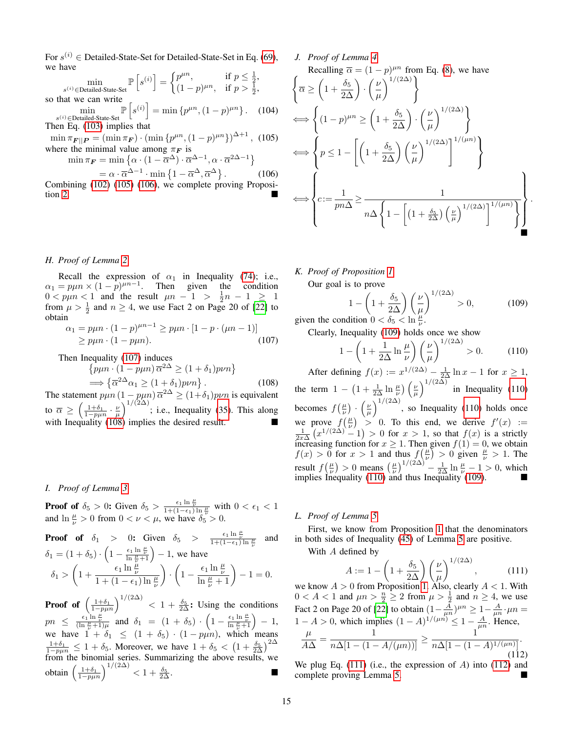For $s^{(i)} \in$ Detailed-State-Set for Detailed-State-Set in Eq. (69), we have

$$\min_{s^{(i)} \in \text{Detailed-State-Set}} \mathbb{P}\left[s^{(i)}\right] = \begin{cases} p^{\mu n}, & \text{if } p \leq \frac{1}{2}, \\ (1-p)^{\mu n}, & \text{if } p > \frac{1}{2}, \end{cases}$$

so that we can write

$$\min_{s^{(i)} \in \text{Detailed-State-Set}} \mathbb{P}\left[s^{(i)}\right] = \min\left\{p^{\mu n}, (1-p)^{\mu n}\right\}. \quad (104)$$

Then Eq. (103) implies that

$$\min \pi_{\boldsymbol{F}||\boldsymbol{P}} = (\min \pi_{\boldsymbol{F}}) \cdot (\min\left\{p^{\mu n}, (1-p)^{\mu n}\right\})^{\Delta+1}, \quad (105)$$

where the minimal value among $\pi_{\boldsymbol{F}}$ is

$$\begin{aligned} \min \pi_{\boldsymbol{F}} &= \min\left\{\alpha \cdot (1-\overline{\alpha}^{\Delta}) \cdot \overline{\alpha}^{\Delta-1}, \alpha \cdot \overline{\alpha}^{2\Delta-1}\right\} \\ &= \alpha \cdot \overline{\alpha}^{\Delta-1} \cdot \min\left\{1-\overline{\alpha}^{\Delta}, \overline{\alpha}^{\Delta}\right\}. \quad (106) \end{aligned}$$

Combining (102) (105) (106), we complete proving Proposition 2. ∎

## H. Proof of Lemma 2

Recall the expression of $\alpha_1$ in Inequality (74); i.e., $\alpha_1 = p\mu n \times (1-p)^{\mu n - 1}$. Then given the condition $0 < p\mu n < 1$ and the result $\mu n - 1 > \frac{1}{2}n - 1 \geq 1$ from $\mu > \frac{1}{2}$ and $n \geq 4$, we use Fact 2 on Page 20 of [22] to obtain

$$\begin{aligned} \alpha_1 = p\mu n \cdot (1-p)^{\mu n - 1} &\geq p\mu n \cdot [1 - p \cdot (\mu n - 1)] \\ &\geq p\mu n \cdot (1 - p\mu n). \quad (107) \end{aligned}$$

Then Inequality (107) induces

$$\begin{aligned} &\left\{p\mu n \cdot (1-p\mu n)\, \overline{\alpha}^{2\Delta} \geq (1+\delta_1) p\nu n\right\} \\ &\Longrightarrow \left\{\overline{\alpha}^{2\Delta} \alpha_1 \geq (1+\delta_1) p\nu n\right\}. \quad (108) \end{aligned}$$

The statement $p\mu n\,(1-p\mu n)\,\overline{\alpha}^{2\Delta} \geq (1+\delta_1)p\nu n$ is equivalent to $\overline{\alpha} \geq \left(\frac{1+\delta_1}{1-p\mu n} \cdot \frac{\nu}{\mu}\right)^{1/(2\Delta)}$; i.e., Inequality (35). This along with Inequality (108) implies the desired result. ∎

## I. Proof of Lemma 3

**Proof of $\delta_5 > 0$:** Given $\delta_5 > \frac{\epsilon_1 \ln \frac{\mu}{\nu}}{1+(1-\epsilon_1)\ln \frac{\mu}{\nu}}$ with $0 < \epsilon_1 < 1$ and $\ln \frac{\mu}{\nu} > 0$ from $0 < \nu < \mu$, we have $\delta_5 > 0$.

**Proof of $\delta_1 > 0$:** Given $\delta_5 > \frac{\epsilon_1 \ln \frac{\mu}{\nu}}{1+(1-\epsilon_1)\ln \frac{\mu}{\nu}}$ and $\delta_1 = (1+\delta_5) \cdot \left(1 - \frac{\epsilon_1 \ln \frac{\mu}{\nu}}{\ln \frac{\mu}{\nu} + 1}\right) - 1$, we have

$$\delta_1 > \left(1 + \frac{\epsilon_1 \ln \frac{\mu}{\nu}}{1+(1-\epsilon_1)\ln \frac{\mu}{\nu}}\right) \cdot \left(1 - \frac{\epsilon_1 \ln \frac{\mu}{\nu}}{\ln \frac{\mu}{\nu} + 1}\right) - 1 = 0.$$

**Proof of $\left(\frac{1+\delta_1}{1-p\mu n}\right)^{1/(2\Delta)} < 1 + \frac{\delta_5}{2\Delta}$:** Using the conditions $pn \leq \frac{\epsilon_1 \ln \frac{\mu}{\nu}}{(\ln \frac{\mu}{\nu}+1)\mu}$ and $\delta_1 = (1+\delta_5) \cdot \left(1 - \frac{\epsilon_1 \ln \frac{\mu}{\nu}}{\ln \frac{\mu}{\nu}+1}\right) - 1$, we have $1 + \delta_1 \leq (1+\delta_5) \cdot (1 - p\mu n)$, which means $\frac{1+\delta_1}{1-p\mu n} \leq 1 + \delta_5$. Moreover, we have $1 + \delta_5 < \left(1 + \frac{\delta_5}{2\Delta}\right)^{2\Delta}$ from the binomial series. Summarizing the above results, we obtain $\left(\frac{1+\delta_1}{1-p\mu n}\right)^{1/(2\Delta)} < 1 + \frac{\delta_5}{2\Delta}$. ∎

## J. Proof of Lemma 4

Recalling $\overline{\alpha} = (1-p)^{\mu n}$ from Eq. (8), we have

$$\begin{aligned} &\left\{\overline{\alpha} \geq \left(1 + \frac{\delta_5}{2\Delta}\right) \cdot \left(\frac{\nu}{\mu}\right)^{1/(2\Delta)}\right\} \\ &\Longleftrightarrow \left\{(1-p)^{\mu n} \geq \left(1 + \frac{\delta_5}{2\Delta}\right) \cdot \left(\frac{\nu}{\mu}\right)^{1/(2\Delta)}\right\} \\ &\Longleftrightarrow \left\{p \leq 1 - \left[\left(1 + \frac{\delta_5}{2\Delta}\right)\left(\frac{\nu}{\mu}\right)^{1/(2\Delta)}\right]^{1/(\mu n)}\right\} \\ &\Longleftrightarrow \left\{c := \frac{1}{pn\Delta} \geq \frac{1}{n\Delta\left\{1 - \left[\left(1 + \frac{\delta_5}{2\Delta}\right)\left(\frac{\nu}{\mu}\right)^{1/(2\Delta)}\right]^{1/(\mu n)}\right\}}\right\}. \end{aligned}$$

∎

## K. Proof of Proposition 1

Our goal is to prove

$$1 - \left(1 + \frac{\delta_5}{2\Delta}\right)\left(\frac{\nu}{\mu}\right)^{1/(2\Delta)} > 0, \quad (109)$$

given the condition $0 < \delta_5 < \ln \frac{\mu}{\nu}$.

Clearly, Inequality (109) holds once we show

$$1 - \left(1 + \frac{1}{2\Delta} \ln \frac{\mu}{\nu}\right)\left(\frac{\nu}{\mu}\right)^{1/(2\Delta)} > 0. \quad (110)$$

After defining $f(x) := x^{1/(2\Delta)} - \frac{1}{2\Delta} \ln x - 1$ for $x \geq 1$, the term $1 - \left(1 + \frac{1}{2\Delta} \ln \frac{\mu}{\nu}\right)\left(\frac{\nu}{\mu}\right)^{1/(2\Delta)}$ in Inequality (110) becomes $f(\frac{\mu}{\nu}) \cdot \left(\frac{\nu}{\mu}\right)^{1/(2\Delta)}$, so Inequality (110) holds once we prove $f(\frac{\mu}{\nu}) > 0$. To this end, we derive $f'(x) := \frac{1}{2x\Delta}\left(x^{1/(2\Delta)} - 1\right) > 0$ for $x > 1$, so that $f(x)$ is a strictly increasing function for $x \geq 1$. Then given $f(1) = 0$, we obtain $f(x) > 0$ for $x > 1$ and thus $f(\frac{\mu}{\nu}) > 0$ given $\frac{\mu}{\nu} > 1$. The result $f(\frac{\mu}{\nu}) > 0$ means $\left(\frac{\mu}{\nu}\right)^{1/(2\Delta)} - \frac{1}{2\Delta} \ln \frac{\mu}{\nu} - 1 > 0$, which implies Inequality (110) and thus Inequality (109). ∎

## L. Proof of Lemma 5

First, we know from Proposition 1 that the denominators in both sides of Inequality (45) of Lemma 5 are positive.

With $A$ defined by

$$A := 1 - \left(1 + \frac{\delta_5}{2\Delta}\right)\left(\frac{\nu}{\mu}\right)^{1/(2\Delta)}, \quad (111)$$

we know $A > 0$ from Proposition 1. Also, clearly $A < 1$. With $0 < A < 1$ and $\mu n > \frac{n}{2} \geq 2$ from $\mu > \frac{1}{2}$ and $n \geq 4$, we use Fact 2 on Page 20 of [22] to obtain $(1 - \frac{A}{\mu n})^{\mu n} \geq 1 - \frac{A}{\mu n} \cdot \mu n = 1 - A > 0$, which implies $(1-A)^{1/(\mu n)} \leq 1 - \frac{A}{\mu n}$. Hence,

$$\frac{\mu}{A\Delta} = \frac{1}{n\Delta[1 - (1 - A/(\mu n))]} \geq \frac{1}{n\Delta[1 - (1-A)^{1/(\mu n)}]}. \quad (112)$$

We plug Eq. (111) (i.e., the expression of $A$) into (112) and complete proving Lemma 5. ∎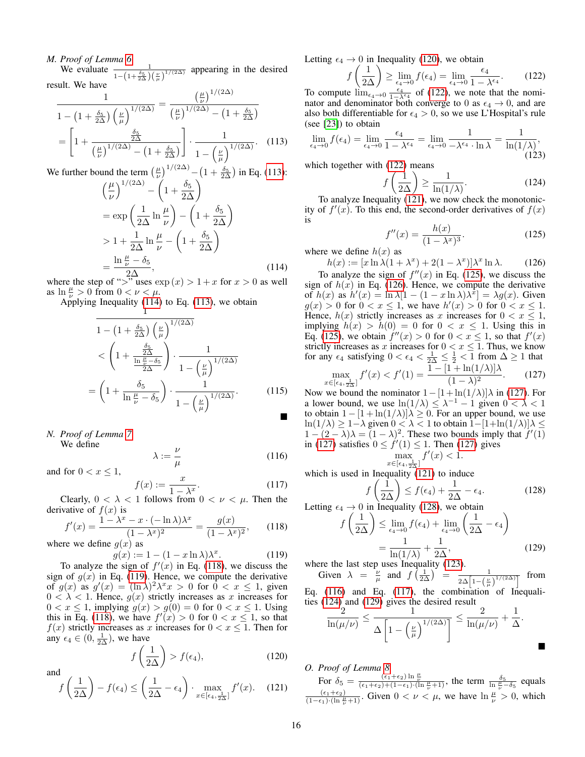### M. Proof of Lemma 6

We evaluate $\frac{1}{1-\left(1+\frac{\delta_5}{2\Delta}\right)\left(\frac{\nu}{\mu}\right)^{1/(2\Delta)}}$ appearing in the desired result. We have

$$\frac{1}{1-\left(1+\frac{\delta_5}{2\Delta}\right)\left(\frac{\nu}{\mu}\right)^{1/(2\Delta)}} = \frac{\left(\frac{\mu}{\nu}\right)^{1/(2\Delta)}}{\left(\frac{\mu}{\nu}\right)^{1/(2\Delta)} - \left(1+\frac{\delta_5}{2\Delta}\right)}$$

$$= \left[1 + \frac{\frac{\delta_5}{2\Delta}}{\left(\frac{\mu}{\nu}\right)^{1/(2\Delta)} - \left(1+\frac{\delta_5}{2\Delta}\right)}\right] \cdot \frac{1}{1-\left(\frac{\nu}{\mu}\right)^{1/(2\Delta)}}. \tag{113}$$

We further bound the term $\left(\frac{\mu}{\nu}\right)^{1/(2\Delta)} - \left(1+\frac{\delta_5}{2\Delta}\right)$ in Eq. (113):

$$\left(\frac{\mu}{\nu}\right)^{1/(2\Delta)} - \left(1+\frac{\delta_5}{2\Delta}\right)$$
$$= \exp\left(\frac{1}{2\Delta}\ln\frac{\mu}{\nu}\right) - \left(1+\frac{\delta_5}{2\Delta}\right)$$
$$> 1 + \frac{1}{2\Delta}\ln\frac{\mu}{\nu} - \left(1+\frac{\delta_5}{2\Delta}\right)$$
$$= \frac{\ln\frac{\mu}{\nu} - \delta_5}{2\Delta}, \tag{114}$$

where the step of ">" uses $\exp(x) > 1 + x$ for $x > 0$ as well as $\ln\frac{\mu}{\nu} > 0$ from $0 < \nu < \mu$.

Applying Inequality (114) to Eq. (113), we obtain

$$\frac{1}{1-\left(1+\frac{\delta_5}{2\Delta}\right)\left(\frac{\nu}{\mu}\right)^{1/(2\Delta)}}$$
$$< \left(1 + \frac{\frac{\delta_5}{2\Delta}}{\frac{\ln\frac{\mu}{\nu}-\delta_5}{2\Delta}}\right) \cdot \frac{1}{1-\left(\frac{\nu}{\mu}\right)^{1/(2\Delta)}}$$
$$= \left(1 + \frac{\delta_5}{\ln\frac{\mu}{\nu}-\delta_5}\right) \cdot \frac{1}{1-\left(\frac{\nu}{\mu}\right)^{1/(2\Delta)}}. \tag{115}$$

■

### N. Proof of Lemma 7

We define

$$\lambda := \frac{\nu}{\mu} \tag{116}$$

and for $0 < x \leq 1$,

$$f(x) := \frac{x}{1-\lambda^x}. \tag{117}$$

Clearly, $0 < \lambda < 1$ follows from $0 < \nu < \mu$. Then the derivative of $f(x)$ is

$$f'(x) = \frac{1-\lambda^x - x\cdot(-\ln\lambda)\lambda^x}{(1-\lambda^x)^2} = \frac{g(x)}{(1-\lambda^x)^2}, \tag{118}$$

where we define $g(x)$ as

$$g(x) := 1 - (1 - x\ln\lambda)\lambda^x. \tag{119}$$

To analyze the sign of $f'(x)$ in Eq. (118), we discuss the sign of $g(x)$ in Eq. (119). Hence, we compute the derivative of $g(x)$ as $g'(x) = (\ln\lambda)^2\lambda^x x > 0$ for $0 < x \leq 1$, given $0 < \lambda < 1$. Hence, $g(x)$ strictly increases as $x$ increases for $0 < x \leq 1$, implying $g(x) > g(0) = 0$ for $0 < x \leq 1$. Using this in Eq. (118), we have $f'(x) > 0$ for $0 < x \leq 1$, so that $f(x)$ strictly increases as $x$ increases for $0 < x \leq 1$. Then for any $\epsilon_4 \in (0, \frac{1}{2\Delta})$, we have

$$f\left(\frac{1}{2\Delta}\right) > f(\epsilon_4), \tag{120}$$

and

$$f\left(\frac{1}{2\Delta}\right) - f(\epsilon_4) \leq \left(\frac{1}{2\Delta} - \epsilon_4\right) \cdot \max_{x\in[\epsilon_4, \frac{1}{2\Delta}]} f'(x). \tag{121}$$

Letting $\epsilon_4 \to 0$ in Inequality (120), we obtain

$$f\left(\frac{1}{2\Delta}\right) \geq \lim_{\epsilon_4\to 0} f(\epsilon_4) = \lim_{\epsilon_4\to 0}\frac{\epsilon_4}{1-\lambda^{\epsilon_4}}. \tag{122}$$

To compute $\lim_{\epsilon_4\to 0}\frac{\epsilon_4}{1-\lambda^{\epsilon_4}}$ of (122), we note that the nominator and denominator both converge to 0 as $\epsilon_4 \to 0$, and are also both differentiable for $\epsilon_4 > 0$, so we use L'Hospital's rule (see [23]) to obtain

$$\lim_{\epsilon_4\to 0} f(\epsilon_4) = \lim_{\epsilon_4\to 0}\frac{\epsilon_4}{1-\lambda^{\epsilon_4}} = \lim_{\epsilon_4\to 0}\frac{1}{-\lambda^{\epsilon_4}\cdot\ln\lambda} = \frac{1}{\ln(1/\lambda)}, \tag{123}$$

which together with (122) means

$$f\left(\frac{1}{2\Delta}\right) \geq \frac{1}{\ln(1/\lambda)}. \tag{124}$$

To analyze Inequality (121), we now check the monotonicity of $f'(x)$. To this end, the second-order derivatives of $f(x)$ is

$$f''(x) = \frac{h(x)}{(1-\lambda^x)^3}. \tag{125}$$

where we define $h(x)$ as

$$h(x) := [x\ln\lambda(1+\lambda^x) + 2(1-\lambda^x)]\lambda^x\ln\lambda. \tag{126}$$

To analyze the sign of $f''(x)$ in Eq. (125), we discuss the sign of $h(x)$ in Eq. (126). Hence, we compute the derivative of $h(x)$ as $h'(x) = \ln\lambda[1-(1-x\ln\lambda)\lambda^x] = \lambda g(x)$. Given $g(x) > 0$ for $0 < x \leq 1$, we have $h'(x) > 0$ for $0 < x \leq 1$. Hence, $h(x)$ strictly increases as $x$ increases for $0 < x \leq 1$, implying $h(x) > h(0) = 0$ for $0 < x \leq 1$. Using this in Eq. (125), we obtain $f''(x) > 0$ for $0 < x \leq 1$, so that $f'(x)$ strictly increases as $x$ increases for $0 < x \leq 1$. Thus, we know for any $\epsilon_4$ satisfying $0 < \epsilon_4 < \frac{1}{2\Delta} \leq \frac{1}{2} < 1$ from $\Delta \geq 1$ that

$$\max_{x\in[\epsilon_4, \frac{1}{2\Delta}]} f'(x) < f'(1) = \frac{1-[1+\ln(1/\lambda)]\lambda}{(1-\lambda)^2}. \tag{127}$$

Now we bound the nominator $1-[1+\ln(1/\lambda)]\lambda$ in (127). For a lower bound, we use $\ln(1/\lambda) \leq \lambda^{-1} - 1$ given $0 < \lambda < 1$ to obtain $1-[1+\ln(1/\lambda)]\lambda \geq 0$. For an upper bound, we use $\ln(1/\lambda) \geq 1-\lambda$ given $0 < \lambda < 1$ to obtain $1-[1+\ln(1/\lambda)]\lambda \leq 1-(2-\lambda)\lambda = (1-\lambda)^2$. These two bounds imply that $f'(1)$ in (127) satisfies $0 \leq f'(1) \leq 1$. Then (127) gives

$$\max_{x\in[\epsilon_4, \frac{1}{2\Delta}]} f'(x) < 1.$$

which is used in Inequality (121) to induce

$$f\left(\frac{1}{2\Delta}\right) \leq f(\epsilon_4) + \frac{1}{2\Delta} - \epsilon_4. \tag{128}$$

Letting $\epsilon_4 \to 0$ in Inequality (128), we obtain

$$f\left(\frac{1}{2\Delta}\right) \leq \lim_{\epsilon_4\to 0} f(\epsilon_4) + \lim_{\epsilon_4\to 0}\left(\frac{1}{2\Delta} - \epsilon_4\right)$$
$$= \frac{1}{\ln(1/\lambda)} + \frac{1}{2\Delta}, \tag{129}$$

where the last step uses Inequality (123).

Given $\lambda = \frac{\nu}{\mu}$ and $f\left(\frac{1}{2\Delta}\right) = \frac{1}{2\Delta\left[1-\left(\frac{\nu}{\mu}\right)^{1/(2\Delta)}\right]}$ from Eq. (116) and Eq. (117), the combination of Inequalities (124) and (129) gives the desired result

$$\frac{2}{\ln(\mu/\nu)} \leq \frac{1}{\Delta\left[1-\left(\frac{\nu}{\mu}\right)^{1/(2\Delta)}\right]} \leq \frac{2}{\ln(\mu/\nu)} + \frac{1}{\Delta}.$$

■

### O. Proof of Lemma 8

For $\delta_5 = \frac{(\epsilon_1+\epsilon_2)\ln\frac{\mu}{\nu}}{(\epsilon_1+\epsilon_2)+(1-\epsilon_1)\cdot(\ln\frac{\mu}{\nu}+1)}$, the term $\frac{\delta_5}{\ln\frac{\mu}{\nu}-\delta_5}$ equals $\frac{(\epsilon_1+\epsilon_2)}{(1-\epsilon_1)\cdot(\ln\frac{\mu}{\nu}+1)}$. Given $0 < \nu < \mu$, we have $\ln\frac{\mu}{\nu} > 0$, which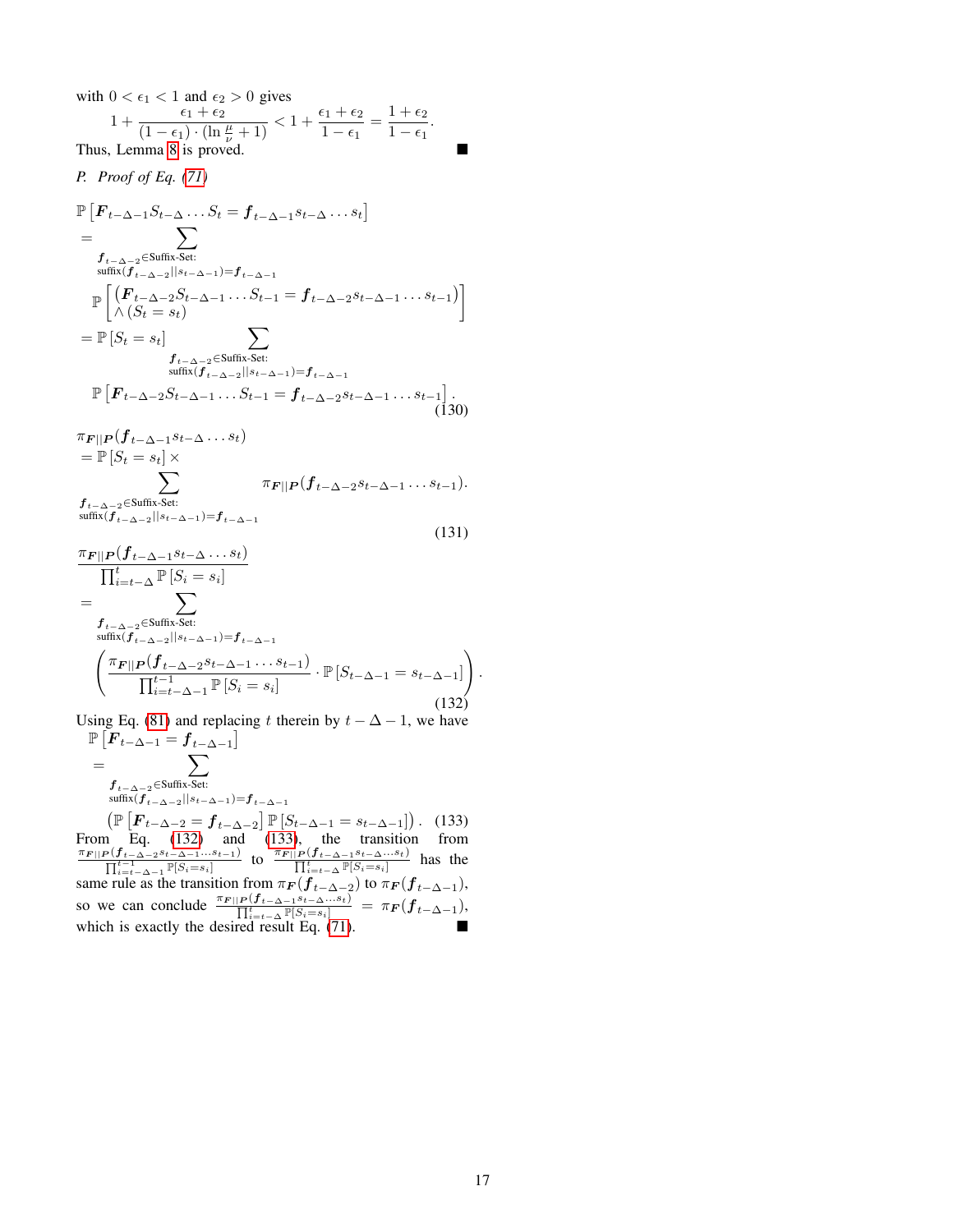with $0 < \epsilon_1 < 1$ and $\epsilon_2 > 0$ gives

$$1 + \frac{\epsilon_1 + \epsilon_2}{(1-\epsilon_1)\cdot(\ln\frac{\mu}{\nu}+1)} < 1 + \frac{\epsilon_1+\epsilon_2}{1-\epsilon_1} = \frac{1+\epsilon_2}{1-\epsilon_1}.$$

Thus, Lemma 8 is proved. ■

### P. Proof of Eq. (71)

$$\begin{aligned}
&\mathbb{P}\left[\boldsymbol{F}_{t-\Delta-1}S_{t-\Delta}\dots S_t = \boldsymbol{f}_{t-\Delta-1}s_{t-\Delta}\dots s_t\right] \\
&= \sum_{\substack{\boldsymbol{f}_{t-\Delta-2}\in\text{Suffix-Set:}\\ \text{suffix}(\boldsymbol{f}_{t-\Delta-2}||s_{t-\Delta-1})=\boldsymbol{f}_{t-\Delta-1}}} \mathbb{P}\left[\begin{matrix}(\boldsymbol{F}_{t-\Delta-2}S_{t-\Delta-1}\dots S_{t-1} = \boldsymbol{f}_{t-\Delta-2}s_{t-\Delta-1}\dots s_{t-1})\\ \wedge (S_t = s_t)\end{matrix}\right] \\
&= \mathbb{P}\left[S_t = s_t\right] \sum_{\substack{\boldsymbol{f}_{t-\Delta-2}\in\text{Suffix-Set:}\\ \text{suffix}(\boldsymbol{f}_{t-\Delta-2}||s_{t-\Delta-1})=\boldsymbol{f}_{t-\Delta-1}}} \mathbb{P}\left[\boldsymbol{F}_{t-\Delta-2}S_{t-\Delta-1}\dots S_{t-1} = \boldsymbol{f}_{t-\Delta-2}s_{t-\Delta-1}\dots s_{t-1}\right].
\end{aligned} \tag{130}$$

$$\begin{aligned}
&\pi_{\boldsymbol{F}||\boldsymbol{P}}(\boldsymbol{f}_{t-\Delta-1}s_{t-\Delta}\dots s_t) \\
&= \mathbb{P}\left[S_t = s_t\right] \times \sum_{\substack{\boldsymbol{f}_{t-\Delta-2}\in\text{Suffix-Set:}\\ \text{suffix}(\boldsymbol{f}_{t-\Delta-2}||s_{t-\Delta-1})=\boldsymbol{f}_{t-\Delta-1}}} \pi_{\boldsymbol{F}||\boldsymbol{P}}(\boldsymbol{f}_{t-\Delta-2}s_{t-\Delta-1}\dots s_{t-1}).
\end{aligned} \tag{131}$$

$$\begin{aligned}
&\frac{\pi_{\boldsymbol{F}||\boldsymbol{P}}(\boldsymbol{f}_{t-\Delta-1}s_{t-\Delta}\dots s_t)}{\prod_{i=t-\Delta}^{t}\mathbb{P}\left[S_i = s_i\right]} \\
&= \sum_{\substack{\boldsymbol{f}_{t-\Delta-2}\in\text{Suffix-Set:}\\ \text{suffix}(\boldsymbol{f}_{t-\Delta-2}||s_{t-\Delta-1})=\boldsymbol{f}_{t-\Delta-1}}} \left(\frac{\pi_{\boldsymbol{F}||\boldsymbol{P}}(\boldsymbol{f}_{t-\Delta-2}s_{t-\Delta-1}\dots s_{t-1})}{\prod_{i=t-\Delta-1}^{t-1}\mathbb{P}\left[S_i = s_i\right]}\cdot\mathbb{P}\left[S_{t-\Delta-1} = s_{t-\Delta-1}\right]\right).
\end{aligned} \tag{132}$$

Using Eq. (81) and replacing $t$ therein by $t-\Delta-1$, we have

$$\begin{aligned}
&\mathbb{P}\left[\boldsymbol{F}_{t-\Delta-1} = \boldsymbol{f}_{t-\Delta-1}\right] \\
&= \sum_{\substack{\boldsymbol{f}_{t-\Delta-2}\in\text{Suffix-Set:}\\ \text{suffix}(\boldsymbol{f}_{t-\Delta-2}||s_{t-\Delta-1})=\boldsymbol{f}_{t-\Delta-1}}} \left(\mathbb{P}\left[\boldsymbol{F}_{t-\Delta-2} = \boldsymbol{f}_{t-\Delta-2}\right]\mathbb{P}\left[S_{t-\Delta-1} = s_{t-\Delta-1}\right]\right).
\end{aligned} \tag{133}$$

From Eq. (132) and (133), the transition from $\frac{\pi_{\boldsymbol{F}||\boldsymbol{P}}(\boldsymbol{f}_{t-\Delta-2}s_{t-\Delta-1}\dots s_{t-1})}{\prod_{i=t-\Delta-1}^{t-1}\mathbb{P}[S_i=s_i]}$ to $\frac{\pi_{\boldsymbol{F}||\boldsymbol{P}}(\boldsymbol{f}_{t-\Delta-1}s_{t-\Delta}\dots s_t)}{\prod_{i=t-\Delta}^{t}\mathbb{P}[S_i=s_i]}$ has the same rule as the transition from $\pi_{\boldsymbol{F}}(\boldsymbol{f}_{t-\Delta-2})$ to $\pi_{\boldsymbol{F}}(\boldsymbol{f}_{t-\Delta-1})$, so we can conclude $\frac{\pi_{\boldsymbol{F}||\boldsymbol{P}}(\boldsymbol{f}_{t-\Delta-1}s_{t-\Delta}\dots s_t)}{\prod_{i=t-\Delta}^{t}\mathbb{P}[S_i=s_i]} = \pi_{\boldsymbol{F}}(\boldsymbol{f}_{t-\Delta-1})$, which is exactly the desired result Eq. (71). ■